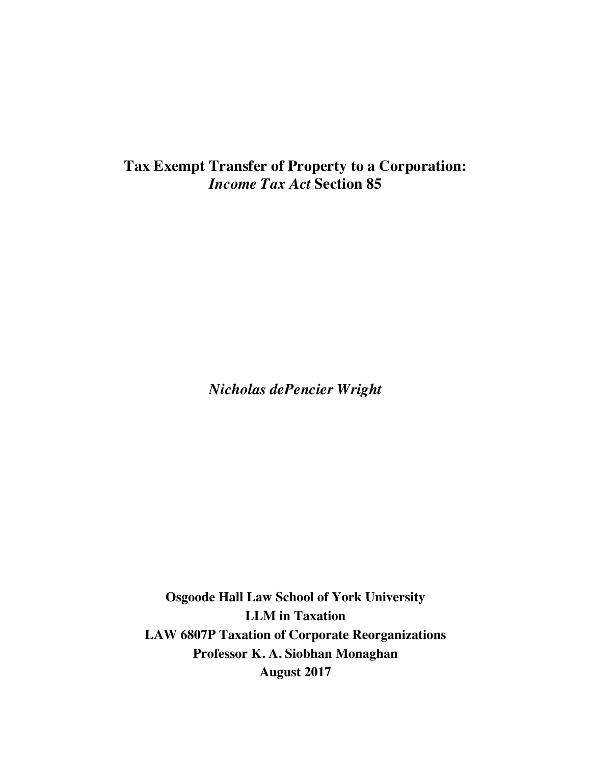# Tax Exempt Transfer of Property to a Corporation: *Income Tax Act* Section 85

*Nicholas dePencier Wright*

**Osgoode Hall Law School of York University**
**LLM in Taxation**
**LAW 6807P Taxation of Corporate Reorganizations**
**Professor K. A. Siobhan Monaghan**
**August 2017**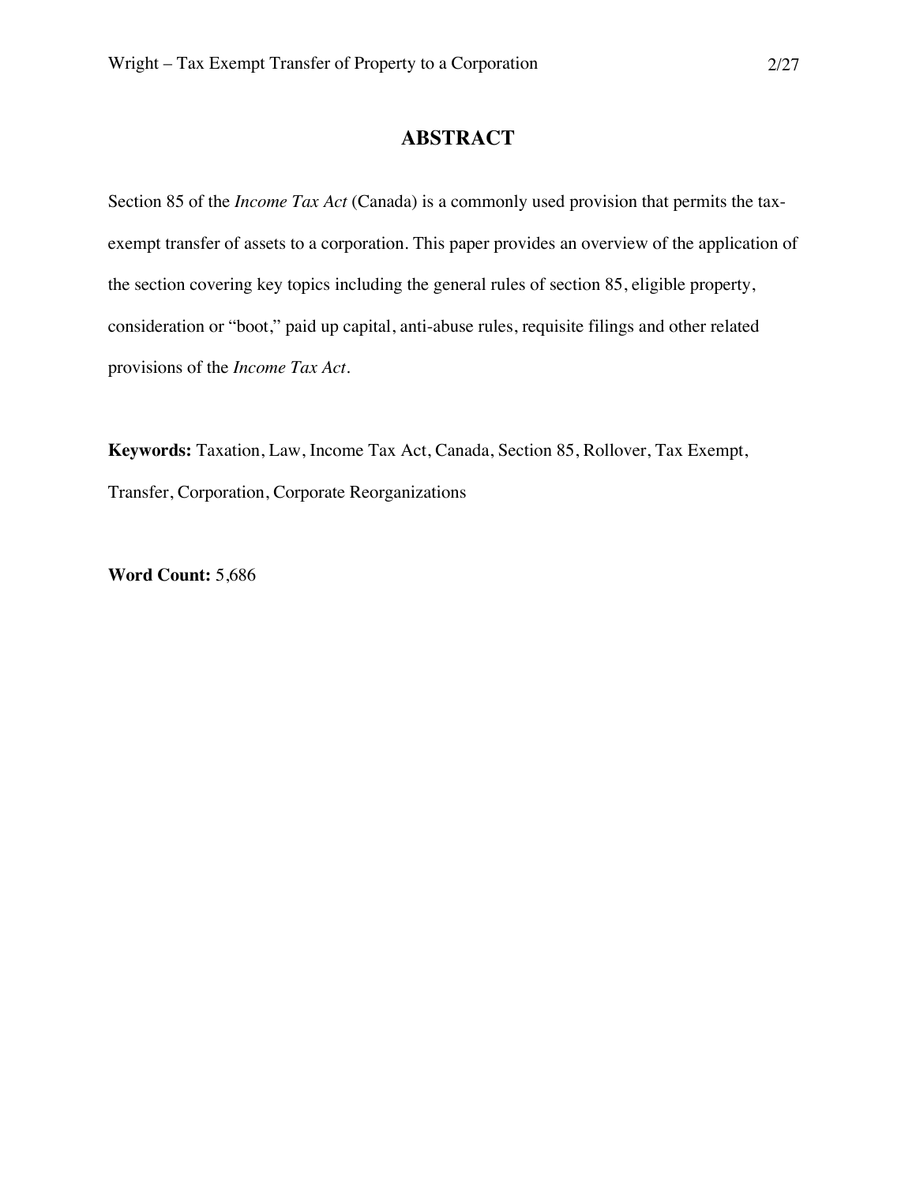# ABSTRACT

Section 85 of the *Income Tax Act* (Canada) is a commonly used provision that permits the tax-exempt transfer of assets to a corporation. This paper provides an overview of the application of the section covering key topics including the general rules of section 85, eligible property, consideration or "boot," paid up capital, anti-abuse rules, requisite filings and other related provisions of the *Income Tax Act*.

**Keywords:** Taxation, Law, Income Tax Act, Canada, Section 85, Rollover, Tax Exempt, Transfer, Corporation, Corporate Reorganizations

**Word Count:** 5,686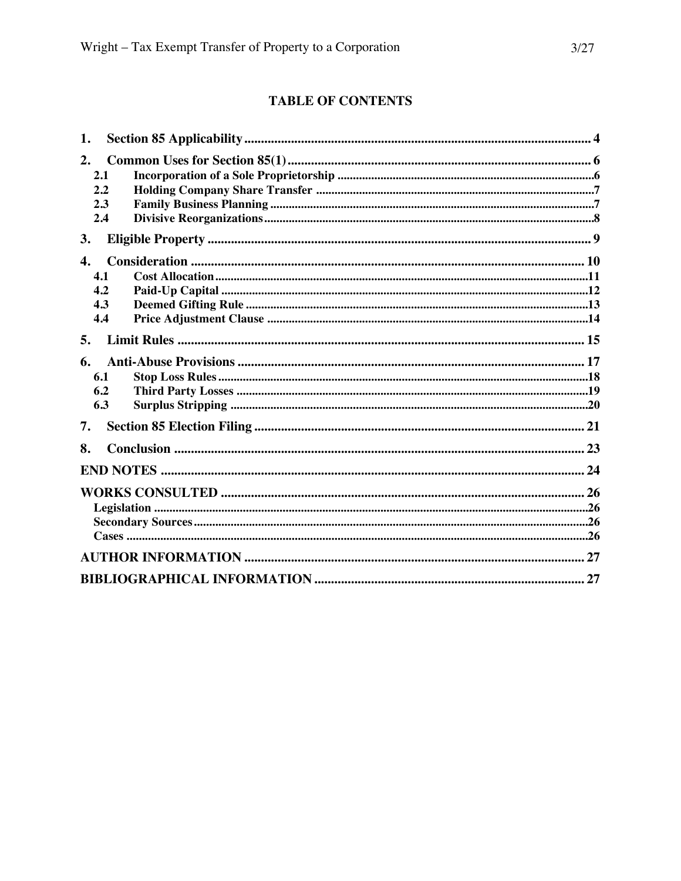# TABLE OF CONTENTS

1. **Section 85 Applicability** ........................................ 4
2. **Common Uses for Section 85(1)** ........................................ 6
   - 2.1 Incorporation of a Sole Proprietorship ........................................ 6
   - 2.2 Holding Company Share Transfer ........................................ 7
   - 2.3 Family Business Planning ........................................ 7
   - 2.4 Divisive Reorganizations ........................................ 8
3. **Eligible Property** ........................................ 9
4. **Consideration** ........................................ 10
   - 4.1 Cost Allocation ........................................ 11
   - 4.2 Paid-Up Capital ........................................ 12
   - 4.3 Deemed Gifting Rule ........................................ 13
   - 4.4 Price Adjustment Clause ........................................ 14
5. **Limit Rules** ........................................ 15
6. **Anti-Abuse Provisions** ........................................ 17
   - 6.1 Stop Loss Rules ........................................ 18
   - 6.2 Third Party Losses ........................................ 19
   - 6.3 Surplus Stripping ........................................ 20
7. **Section 85 Election Filing** ........................................ 21
8. **Conclusion** ........................................ 23

**END NOTES** ........................................ 24

**WORKS CONSULTED** ........................................ 26
- Legislation ........................................ 26
- Secondary Sources ........................................ 26
- Cases ........................................ 26

**AUTHOR INFORMATION** ........................................ 27

**BIBLIOGRAPHICAL INFORMATION** ........................................ 27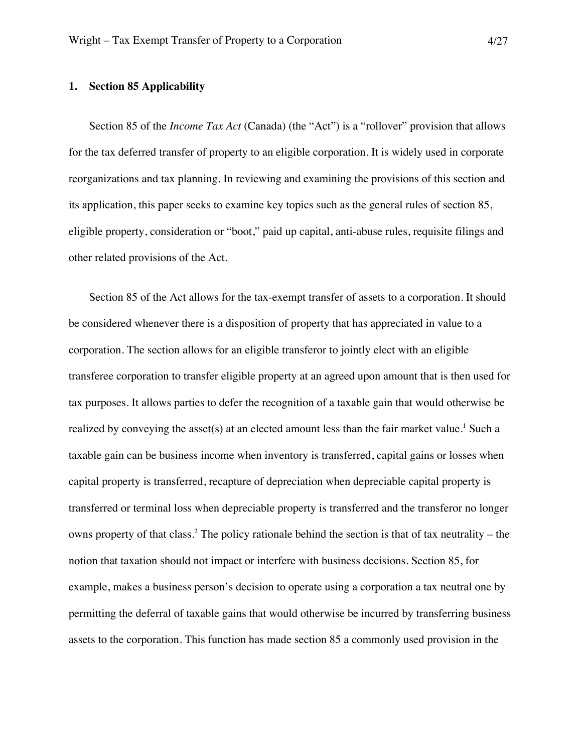## 1. Section 85 Applicability

Section 85 of the *Income Tax Act* (Canada) (the "Act") is a "rollover" provision that allows for the tax deferred transfer of property to an eligible corporation. It is widely used in corporate reorganizations and tax planning. In reviewing and examining the provisions of this section and its application, this paper seeks to examine key topics such as the general rules of section 85, eligible property, consideration or "boot," paid up capital, anti-abuse rules, requisite filings and other related provisions of the Act.

Section 85 of the Act allows for the tax-exempt transfer of assets to a corporation. It should be considered whenever there is a disposition of property that has appreciated in value to a corporation. The section allows for an eligible transferor to jointly elect with an eligible transferee corporation to transfer eligible property at an agreed upon amount that is then used for tax purposes. It allows parties to defer the recognition of a taxable gain that would otherwise be realized by conveying the asset(s) at an elected amount less than the fair market value.[1] Such a taxable gain can be business income when inventory is transferred, capital gains or losses when capital property is transferred, recapture of depreciation when depreciable capital property is transferred or terminal loss when depreciable property is transferred and the transferor no longer owns property of that class.[2] The policy rationale behind the section is that of tax neutrality – the notion that taxation should not impact or interfere with business decisions. Section 85, for example, makes a business person's decision to operate using a corporation a tax neutral one by permitting the deferral of taxable gains that would otherwise be incurred by transferring business assets to the corporation. This function has made section 85 a commonly used provision in the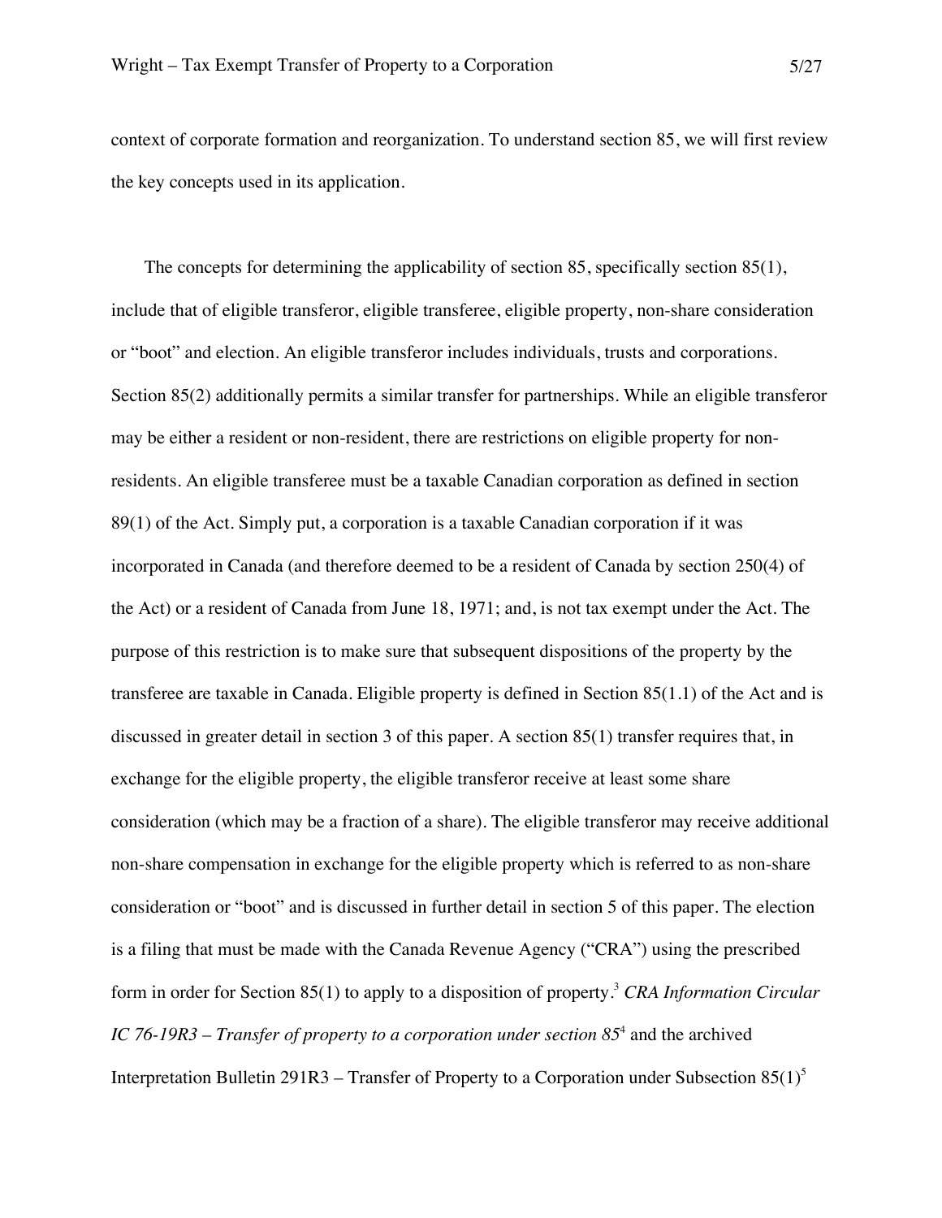context of corporate formation and reorganization. To understand section 85, we will first review the key concepts used in its application.

The concepts for determining the applicability of section 85, specifically section 85(1), include that of eligible transferor, eligible transferee, eligible property, non-share consideration or "boot" and election. An eligible transferor includes individuals, trusts and corporations. Section 85(2) additionally permits a similar transfer for partnerships. While an eligible transferor may be either a resident or non-resident, there are restrictions on eligible property for non-residents. An eligible transferee must be a taxable Canadian corporation as defined in section 89(1) of the Act. Simply put, a corporation is a taxable Canadian corporation if it was incorporated in Canada (and therefore deemed to be a resident of Canada by section 250(4) of the Act) or a resident of Canada from June 18, 1971; and, is not tax exempt under the Act. The purpose of this restriction is to make sure that subsequent dispositions of the property by the transferee are taxable in Canada. Eligible property is defined in Section 85(1.1) of the Act and is discussed in greater detail in section 3 of this paper. A section 85(1) transfer requires that, in exchange for the eligible property, the eligible transferor receive at least some share consideration (which may be a fraction of a share). The eligible transferor may receive additional non-share compensation in exchange for the eligible property which is referred to as non-share consideration or "boot" and is discussed in further detail in section 5 of this paper. The election is a filing that must be made with the Canada Revenue Agency ("CRA") using the prescribed form in order for Section 85(1) to apply to a disposition of property.[3] *CRA Information Circular IC 76-19R3 – Transfer of property to a corporation under section 85*[4] and the archived Interpretation Bulletin 291R3 – Transfer of Property to a Corporation under Subsection 85(1)[5]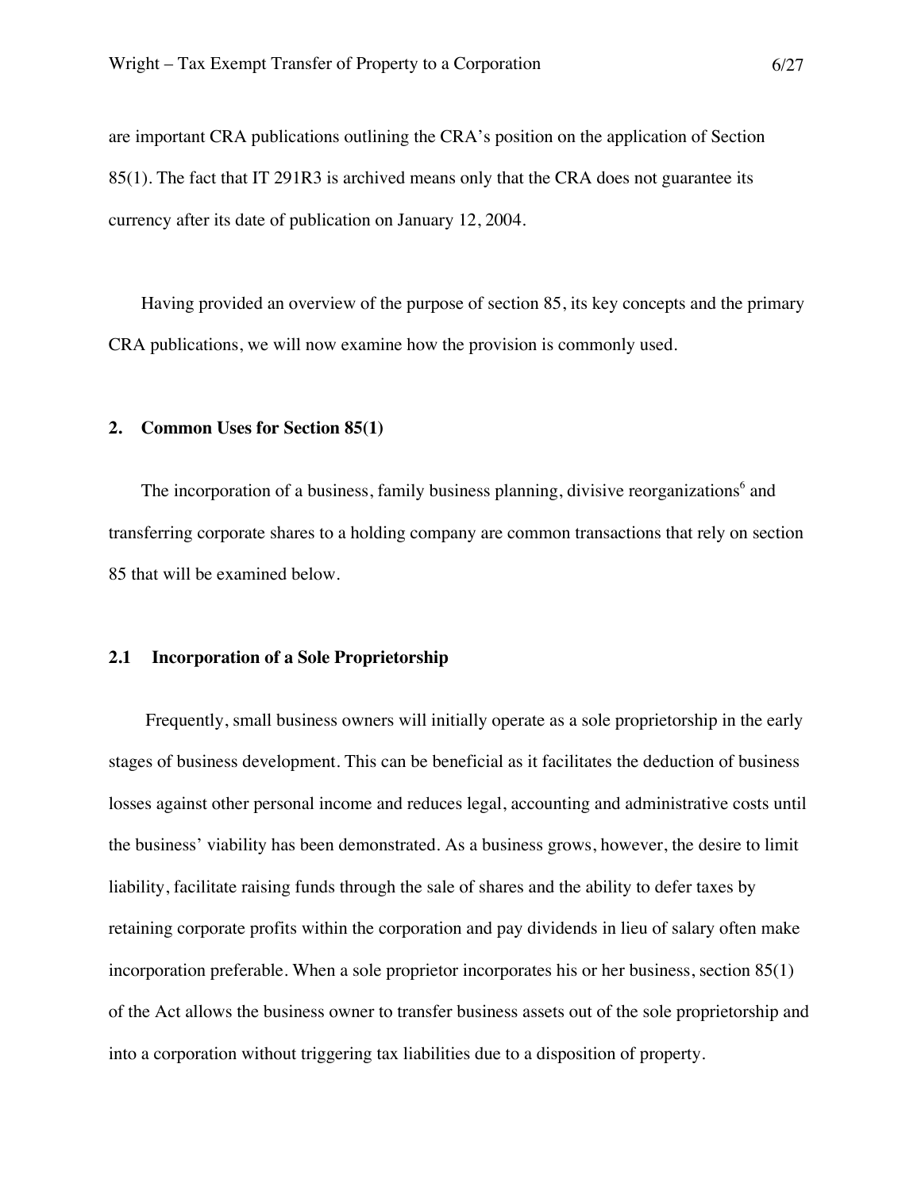are important CRA publications outlining the CRA's position on the application of Section 85(1). The fact that IT 291R3 is archived means only that the CRA does not guarantee its currency after its date of publication on January 12, 2004.

Having provided an overview of the purpose of section 85, its key concepts and the primary CRA publications, we will now examine how the provision is commonly used.

## 2. Common Uses for Section 85(1)

The incorporation of a business, family business planning, divisive reorganizations[6] and transferring corporate shares to a holding company are common transactions that rely on section 85 that will be examined below.

### 2.1 Incorporation of a Sole Proprietorship

Frequently, small business owners will initially operate as a sole proprietorship in the early stages of business development. This can be beneficial as it facilitates the deduction of business losses against other personal income and reduces legal, accounting and administrative costs until the business' viability has been demonstrated. As a business grows, however, the desire to limit liability, facilitate raising funds through the sale of shares and the ability to defer taxes by retaining corporate profits within the corporation and pay dividends in lieu of salary often make incorporation preferable. When a sole proprietor incorporates his or her business, section 85(1) of the Act allows the business owner to transfer business assets out of the sole proprietorship and into a corporation without triggering tax liabilities due to a disposition of property.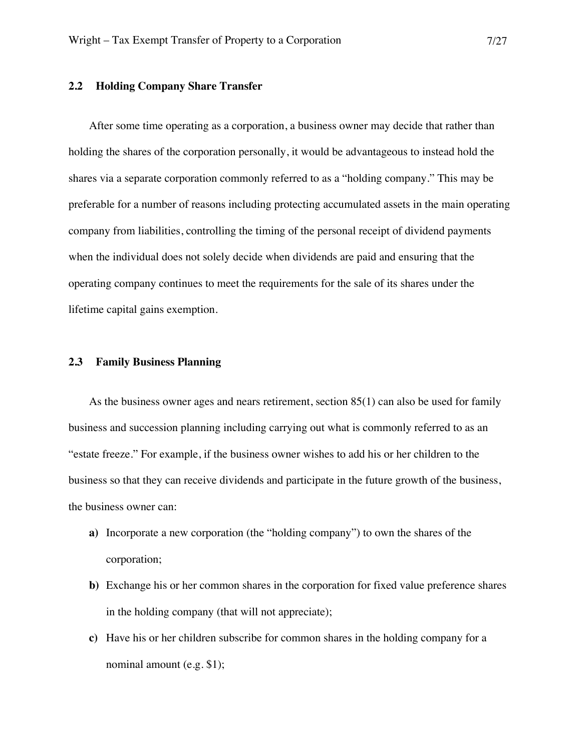## 2.2 Holding Company Share Transfer

After some time operating as a corporation, a business owner may decide that rather than holding the shares of the corporation personally, it would be advantageous to instead hold the shares via a separate corporation commonly referred to as a "holding company." This may be preferable for a number of reasons including protecting accumulated assets in the main operating company from liabilities, controlling the timing of the personal receipt of dividend payments when the individual does not solely decide when dividends are paid and ensuring that the operating company continues to meet the requirements for the sale of its shares under the lifetime capital gains exemption.

## 2.3 Family Business Planning

As the business owner ages and nears retirement, section 85(1) can also be used for family business and succession planning including carrying out what is commonly referred to as an "estate freeze." For example, if the business owner wishes to add his or her children to the business so that they can receive dividends and participate in the future growth of the business, the business owner can:

**a)** Incorporate a new corporation (the "holding company") to own the shares of the corporation;

**b)** Exchange his or her common shares in the corporation for fixed value preference shares in the holding company (that will not appreciate);

**c)** Have his or her children subscribe for common shares in the holding company for a nominal amount (e.g. $1);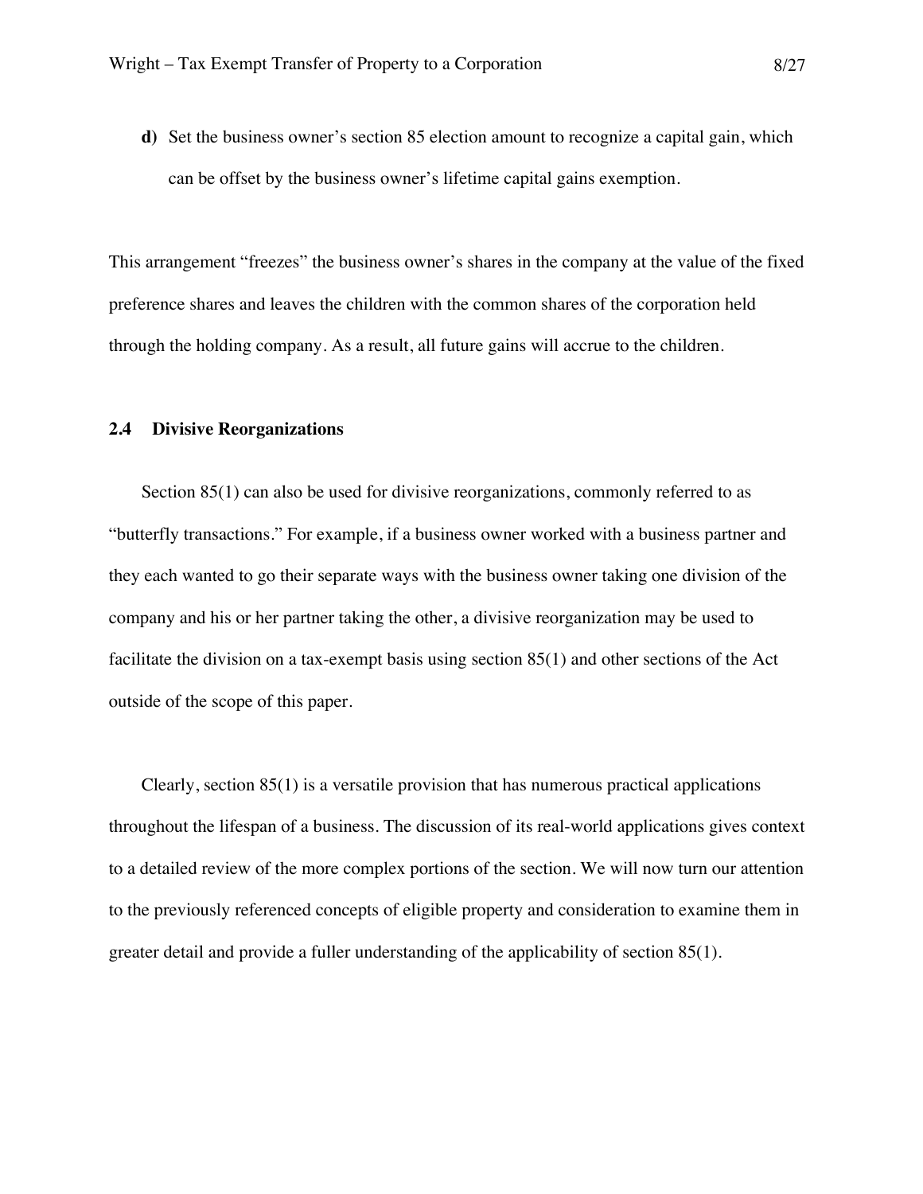**d)** Set the business owner's section 85 election amount to recognize a capital gain, which can be offset by the business owner's lifetime capital gains exemption.

This arrangement "freezes" the business owner's shares in the company at the value of the fixed preference shares and leaves the children with the common shares of the corporation held through the holding company. As a result, all future gains will accrue to the children.

### 2.4 Divisive Reorganizations

Section 85(1) can also be used for divisive reorganizations, commonly referred to as "butterfly transactions." For example, if a business owner worked with a business partner and they each wanted to go their separate ways with the business owner taking one division of the company and his or her partner taking the other, a divisive reorganization may be used to facilitate the division on a tax-exempt basis using section 85(1) and other sections of the Act outside of the scope of this paper.

Clearly, section 85(1) is a versatile provision that has numerous practical applications throughout the lifespan of a business. The discussion of its real-world applications gives context to a detailed review of the more complex portions of the section. We will now turn our attention to the previously referenced concepts of eligible property and consideration to examine them in greater detail and provide a fuller understanding of the applicability of section 85(1).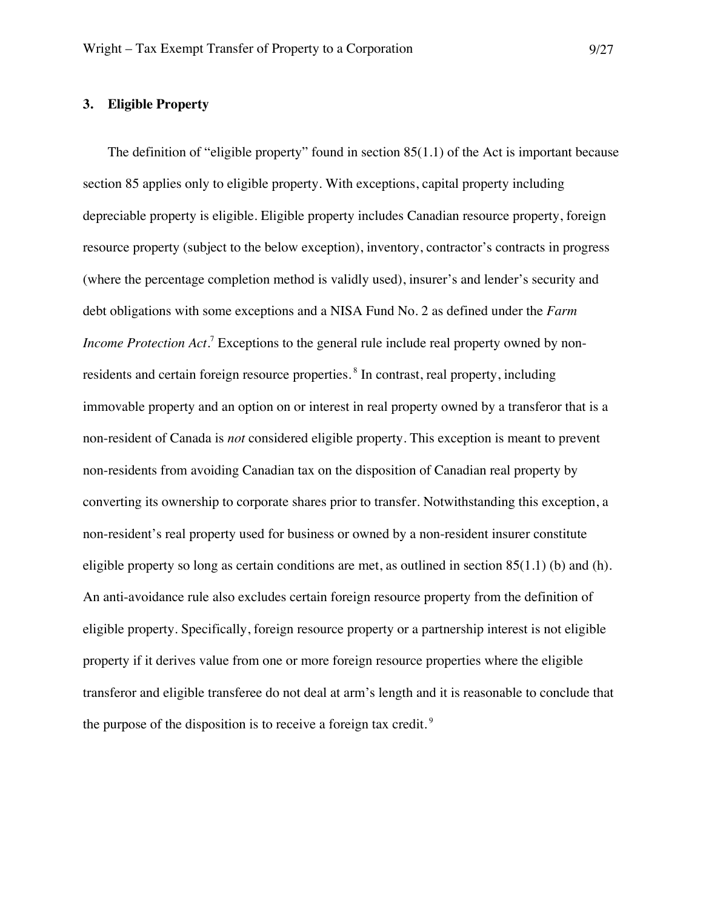### 3. Eligible Property

The definition of "eligible property" found in section 85(1.1) of the Act is important because section 85 applies only to eligible property. With exceptions, capital property including depreciable property is eligible. Eligible property includes Canadian resource property, foreign resource property (subject to the below exception), inventory, contractor's contracts in progress (where the percentage completion method is validly used), insurer's and lender's security and debt obligations with some exceptions and a NISA Fund No. 2 as defined under the *Farm Income Protection Act*.[7] Exceptions to the general rule include real property owned by non-residents and certain foreign resource properties.[8] In contrast, real property, including immovable property and an option on or interest in real property owned by a transferor that is a non-resident of Canada is *not* considered eligible property. This exception is meant to prevent non-residents from avoiding Canadian tax on the disposition of Canadian real property by converting its ownership to corporate shares prior to transfer. Notwithstanding this exception, a non-resident's real property used for business or owned by a non-resident insurer constitute eligible property so long as certain conditions are met, as outlined in section 85(1.1) (b) and (h). An anti-avoidance rule also excludes certain foreign resource property from the definition of eligible property. Specifically, foreign resource property or a partnership interest is not eligible property if it derives value from one or more foreign resource properties where the eligible transferor and eligible transferee do not deal at arm's length and it is reasonable to conclude that the purpose of the disposition is to receive a foreign tax credit.[9]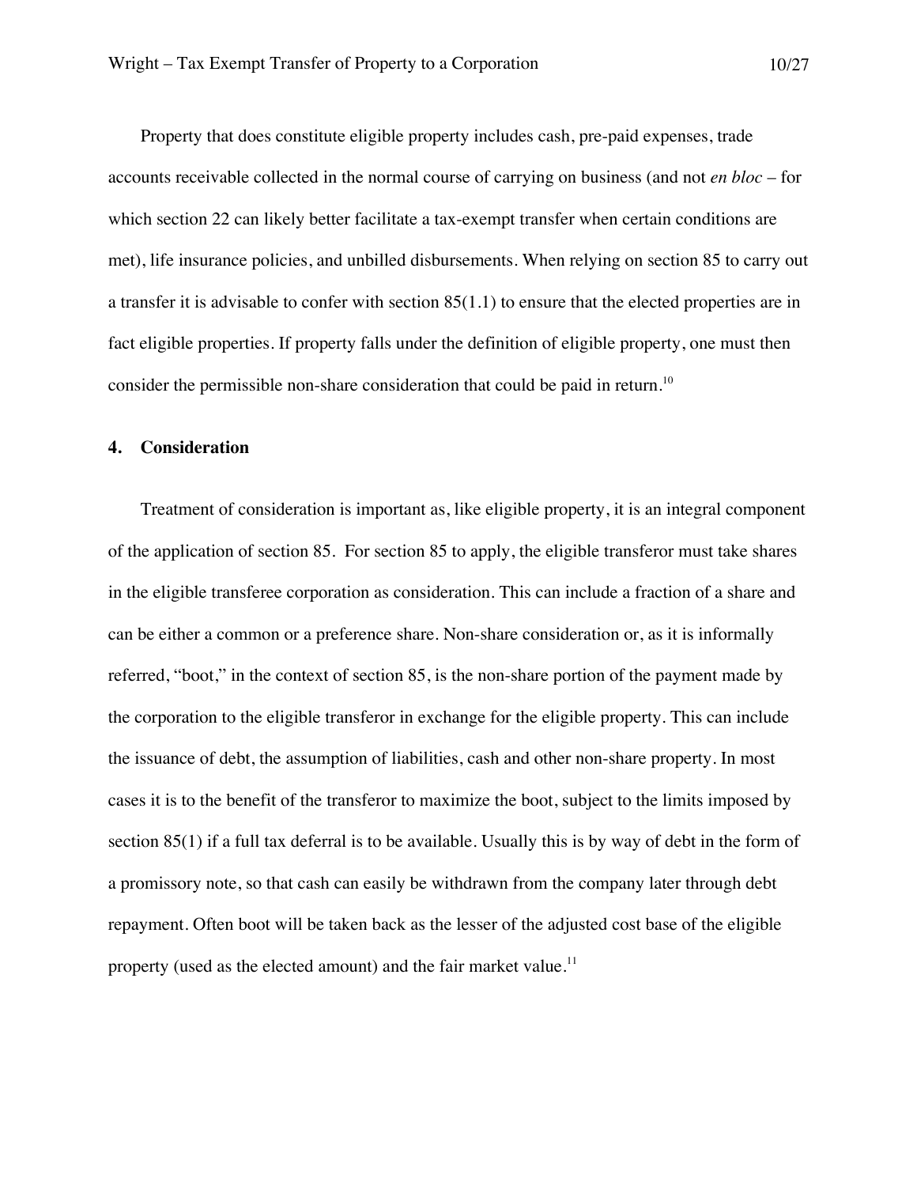Property that does constitute eligible property includes cash, pre-paid expenses, trade accounts receivable collected in the normal course of carrying on business (and not *en bloc* – for which section 22 can likely better facilitate a tax-exempt transfer when certain conditions are met), life insurance policies, and unbilled disbursements. When relying on section 85 to carry out a transfer it is advisable to confer with section 85(1.1) to ensure that the elected properties are in fact eligible properties. If property falls under the definition of eligible property, one must then consider the permissible non-share consideration that could be paid in return.[10]

## 4. Consideration

Treatment of consideration is important as, like eligible property, it is an integral component of the application of section 85. For section 85 to apply, the eligible transferor must take shares in the eligible transferee corporation as consideration. This can include a fraction of a share and can be either a common or a preference share. Non-share consideration or, as it is informally referred, "boot," in the context of section 85, is the non-share portion of the payment made by the corporation to the eligible transferor in exchange for the eligible property. This can include the issuance of debt, the assumption of liabilities, cash and other non-share property. In most cases it is to the benefit of the transferor to maximize the boot, subject to the limits imposed by section 85(1) if a full tax deferral is to be available. Usually this is by way of debt in the form of a promissory note, so that cash can easily be withdrawn from the company later through debt repayment. Often boot will be taken back as the lesser of the adjusted cost base of the eligible property (used as the elected amount) and the fair market value.[11]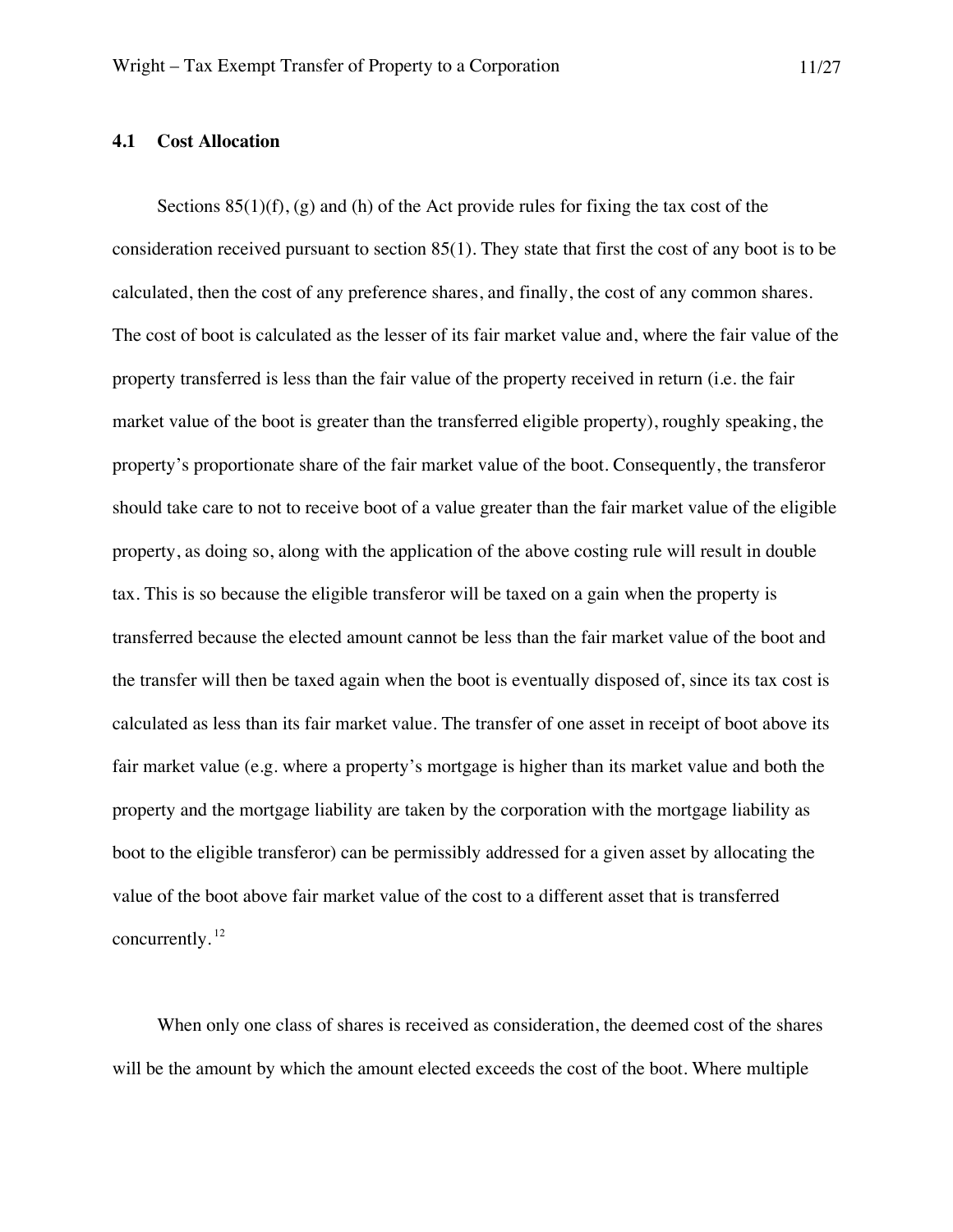### 4.1 Cost Allocation

Sections 85(1)(f), (g) and (h) of the Act provide rules for fixing the tax cost of the consideration received pursuant to section 85(1). They state that first the cost of any boot is to be calculated, then the cost of any preference shares, and finally, the cost of any common shares. The cost of boot is calculated as the lesser of its fair market value and, where the fair value of the property transferred is less than the fair value of the property received in return (i.e. the fair market value of the boot is greater than the transferred eligible property), roughly speaking, the property's proportionate share of the fair market value of the boot. Consequently, the transferor should take care to not to receive boot of a value greater than the fair market value of the eligible property, as doing so, along with the application of the above costing rule will result in double tax. This is so because the eligible transferor will be taxed on a gain when the property is transferred because the elected amount cannot be less than the fair market value of the boot and the transfer will then be taxed again when the boot is eventually disposed of, since its tax cost is calculated as less than its fair market value. The transfer of one asset in receipt of boot above its fair market value (e.g. where a property's mortgage is higher than its market value and both the property and the mortgage liability are taken by the corporation with the mortgage liability as boot to the eligible transferor) can be permissibly addressed for a given asset by allocating the value of the boot above fair market value of the cost to a different asset that is transferred concurrently.[12]

When only one class of shares is received as consideration, the deemed cost of the shares will be the amount by which the amount elected exceeds the cost of the boot. Where multiple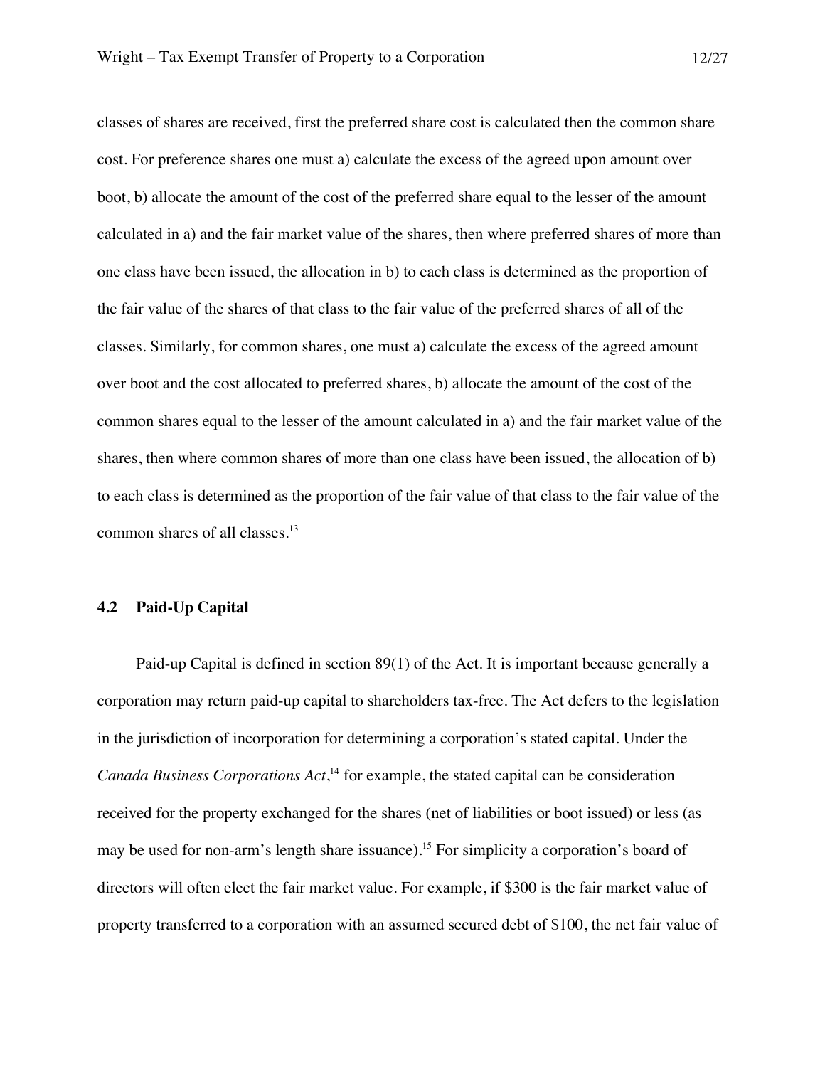classes of shares are received, first the preferred share cost is calculated then the common share cost. For preference shares one must a) calculate the excess of the agreed upon amount over boot, b) allocate the amount of the cost of the preferred share equal to the lesser of the amount calculated in a) and the fair market value of the shares, then where preferred shares of more than one class have been issued, the allocation in b) to each class is determined as the proportion of the fair value of the shares of that class to the fair value of the preferred shares of all of the classes. Similarly, for common shares, one must a) calculate the excess of the agreed amount over boot and the cost allocated to preferred shares, b) allocate the amount of the cost of the common shares equal to the lesser of the amount calculated in a) and the fair market value of the shares, then where common shares of more than one class have been issued, the allocation of b) to each class is determined as the proportion of the fair value of that class to the fair value of the common shares of all classes.[13]

### 4.2 Paid-Up Capital

Paid-up Capital is defined in section 89(1) of the Act. It is important because generally a corporation may return paid-up capital to shareholders tax-free. The Act defers to the legislation in the jurisdiction of incorporation for determining a corporation's stated capital. Under the *Canada Business Corporations Act*,[14] for example, the stated capital can be consideration received for the property exchanged for the shares (net of liabilities or boot issued) or less (as may be used for non-arm's length share issuance).[15] For simplicity a corporation's board of directors will often elect the fair market value. For example, if $300 is the fair market value of property transferred to a corporation with an assumed secured debt of $100, the net fair value of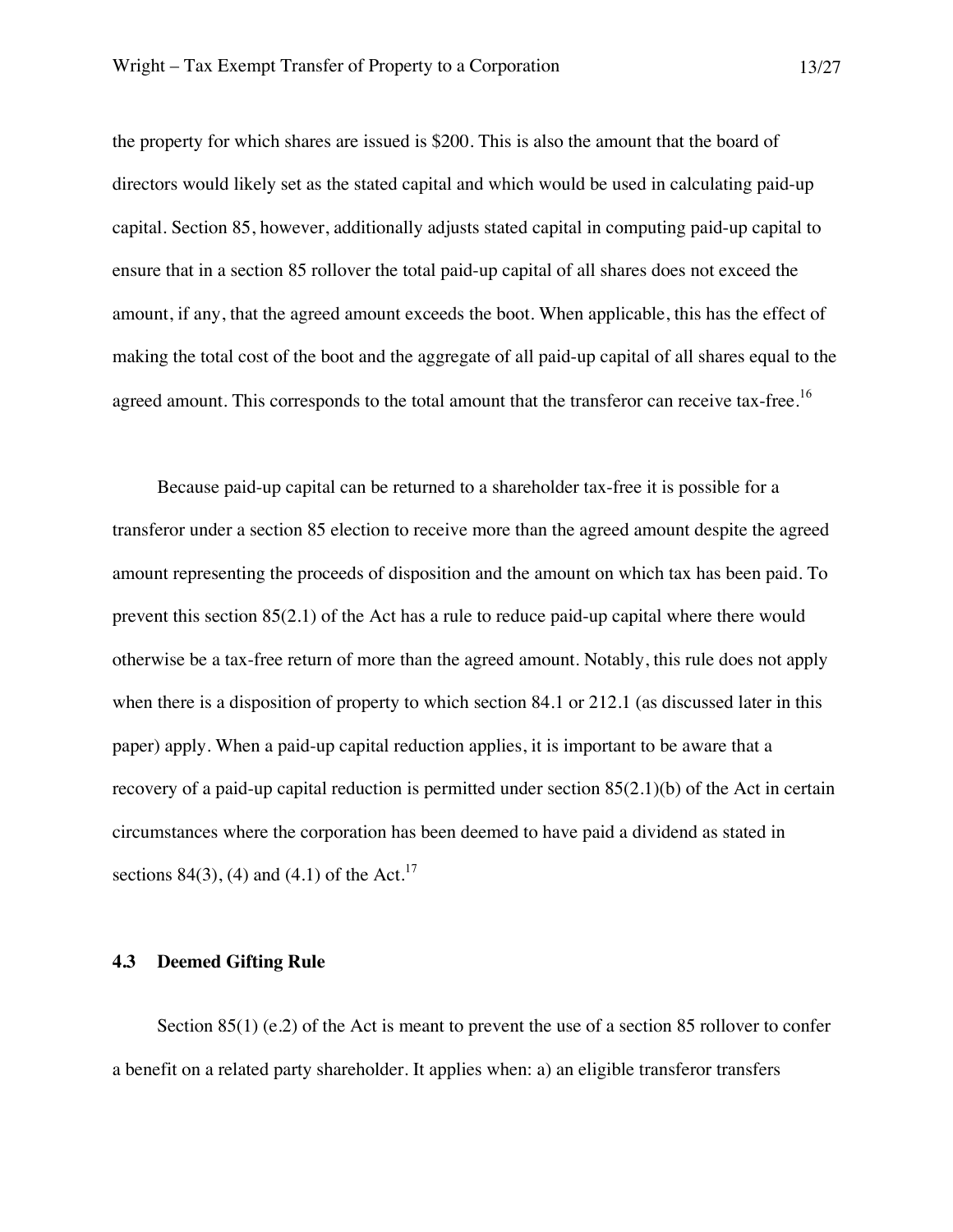the property for which shares are issued is $200. This is also the amount that the board of directors would likely set as the stated capital and which would be used in calculating paid-up capital. Section 85, however, additionally adjusts stated capital in computing paid-up capital to ensure that in a section 85 rollover the total paid-up capital of all shares does not exceed the amount, if any, that the agreed amount exceeds the boot. When applicable, this has the effect of making the total cost of the boot and the aggregate of all paid-up capital of all shares equal to the agreed amount. This corresponds to the total amount that the transferor can receive tax-free.[16]

Because paid-up capital can be returned to a shareholder tax-free it is possible for a transferor under a section 85 election to receive more than the agreed amount despite the agreed amount representing the proceeds of disposition and the amount on which tax has been paid. To prevent this section 85(2.1) of the Act has a rule to reduce paid-up capital where there would otherwise be a tax-free return of more than the agreed amount. Notably, this rule does not apply when there is a disposition of property to which section 84.1 or 212.1 (as discussed later in this paper) apply. When a paid-up capital reduction applies, it is important to be aware that a recovery of a paid-up capital reduction is permitted under section 85(2.1)(b) of the Act in certain circumstances where the corporation has been deemed to have paid a dividend as stated in sections 84(3), (4) and (4.1) of the Act.[17]

### 4.3 Deemed Gifting Rule

Section 85(1) (e.2) of the Act is meant to prevent the use of a section 85 rollover to confer a benefit on a related party shareholder. It applies when: a) an eligible transferor transfers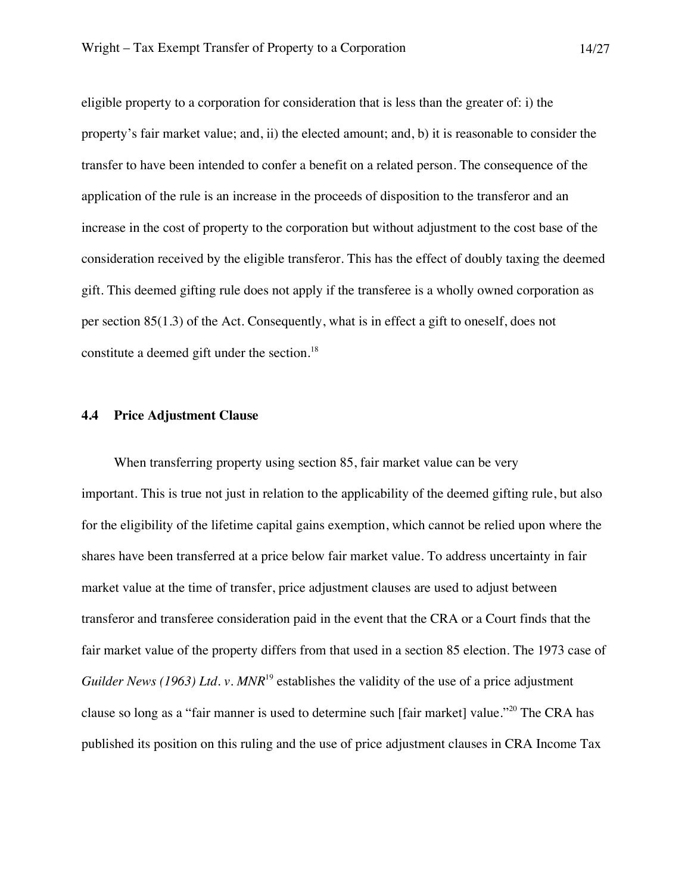eligible property to a corporation for consideration that is less than the greater of: i) the property's fair market value; and, ii) the elected amount; and, b) it is reasonable to consider the transfer to have been intended to confer a benefit on a related person. The consequence of the application of the rule is an increase in the proceeds of disposition to the transferor and an increase in the cost of property to the corporation but without adjustment to the cost base of the consideration received by the eligible transferor. This has the effect of doubly taxing the deemed gift. This deemed gifting rule does not apply if the transferee is a wholly owned corporation as per section 85(1.3) of the Act. Consequently, what is in effect a gift to oneself, does not constitute a deemed gift under the section.[18]

### 4.4 Price Adjustment Clause

When transferring property using section 85, fair market value can be very important. This is true not just in relation to the applicability of the deemed gifting rule, but also for the eligibility of the lifetime capital gains exemption, which cannot be relied upon where the shares have been transferred at a price below fair market value. To address uncertainty in fair market value at the time of transfer, price adjustment clauses are used to adjust between transferor and transferee consideration paid in the event that the CRA or a Court finds that the fair market value of the property differs from that used in a section 85 election. The 1973 case of *Guilder News (1963) Ltd. v. MNR*[19] establishes the validity of the use of a price adjustment clause so long as a "fair manner is used to determine such [fair market] value."[20] The CRA has published its position on this ruling and the use of price adjustment clauses in CRA Income Tax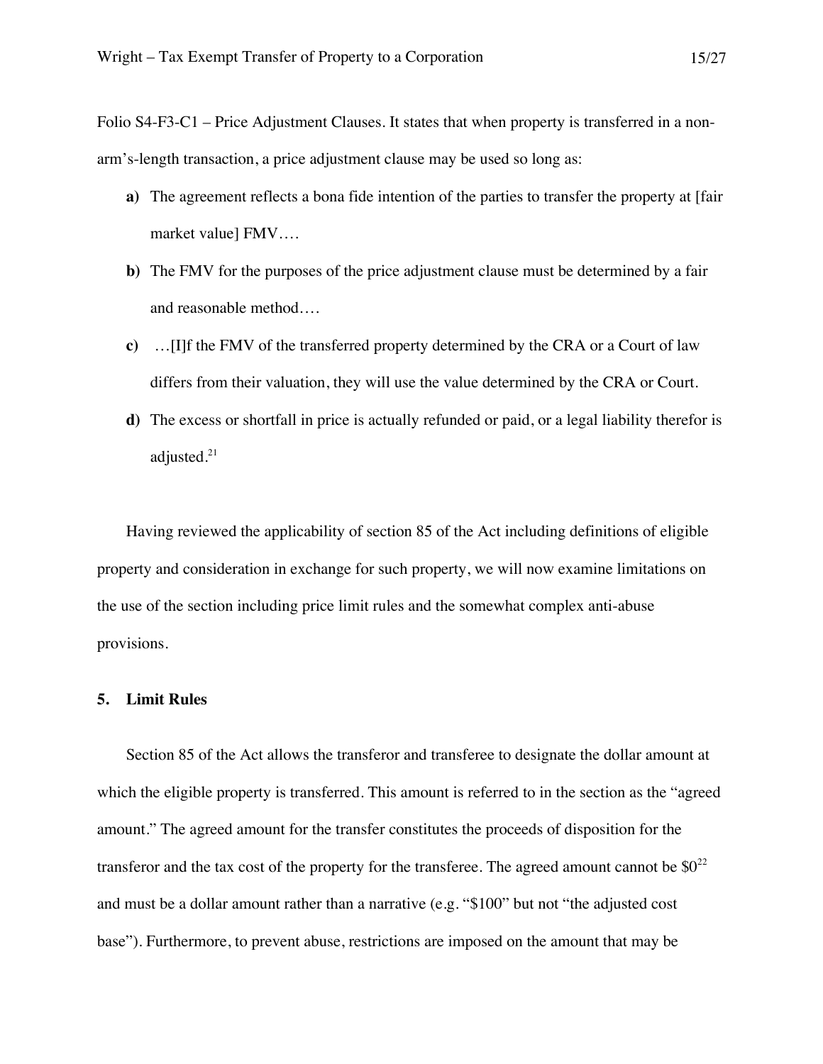Folio S4-F3-C1 – Price Adjustment Clauses. It states that when property is transferred in a non-arm's-length transaction, a price adjustment clause may be used so long as:

**a)** The agreement reflects a bona fide intention of the parties to transfer the property at [fair market value] FMV….

**b)** The FMV for the purposes of the price adjustment clause must be determined by a fair and reasonable method….

**c)** …[I]f the FMV of the transferred property determined by the CRA or a Court of law differs from their valuation, they will use the value determined by the CRA or Court.

**d)** The excess or shortfall in price is actually refunded or paid, or a legal liability therefor is adjusted.[21]

Having reviewed the applicability of section 85 of the Act including definitions of eligible property and consideration in exchange for such property, we will now examine limitations on the use of the section including price limit rules and the somewhat complex anti-abuse provisions.

### 5. Limit Rules

Section 85 of the Act allows the transferor and transferee to designate the dollar amount at which the eligible property is transferred. This amount is referred to in the section as the "agreed amount." The agreed amount for the transfer constitutes the proceeds of disposition for the transferor and the tax cost of the property for the transferee. The agreed amount cannot be $0[22] and must be a dollar amount rather than a narrative (e.g. "$100" but not "the adjusted cost base"). Furthermore, to prevent abuse, restrictions are imposed on the amount that may be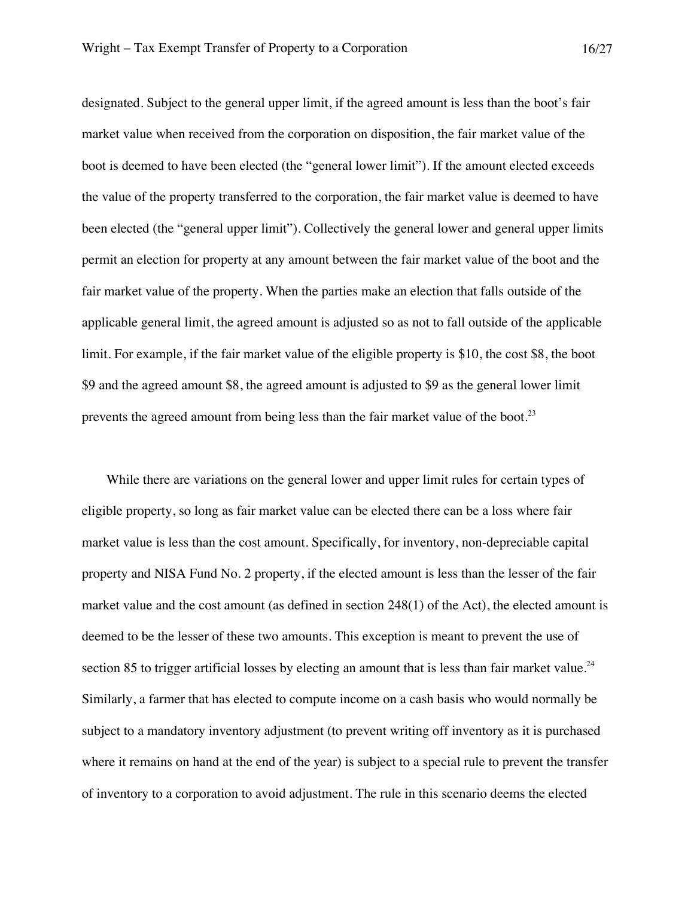designated. Subject to the general upper limit, if the agreed amount is less than the boot's fair market value when received from the corporation on disposition, the fair market value of the boot is deemed to have been elected (the "general lower limit"). If the amount elected exceeds the value of the property transferred to the corporation, the fair market value is deemed to have been elected (the "general upper limit"). Collectively the general lower and general upper limits permit an election for property at any amount between the fair market value of the boot and the fair market value of the property. When the parties make an election that falls outside of the applicable general limit, the agreed amount is adjusted so as not to fall outside of the applicable limit. For example, if the fair market value of the eligible property is $10, the cost $8, the boot $9 and the agreed amount $8, the agreed amount is adjusted to $9 as the general lower limit prevents the agreed amount from being less than the fair market value of the boot.[23]

While there are variations on the general lower and upper limit rules for certain types of eligible property, so long as fair market value can be elected there can be a loss where fair market value is less than the cost amount. Specifically, for inventory, non-depreciable capital property and NISA Fund No. 2 property, if the elected amount is less than the lesser of the fair market value and the cost amount (as defined in section 248(1) of the Act), the elected amount is deemed to be the lesser of these two amounts. This exception is meant to prevent the use of section 85 to trigger artificial losses by electing an amount that is less than fair market value.[24] Similarly, a farmer that has elected to compute income on a cash basis who would normally be subject to a mandatory inventory adjustment (to prevent writing off inventory as it is purchased where it remains on hand at the end of the year) is subject to a special rule to prevent the transfer of inventory to a corporation to avoid adjustment. The rule in this scenario deems the elected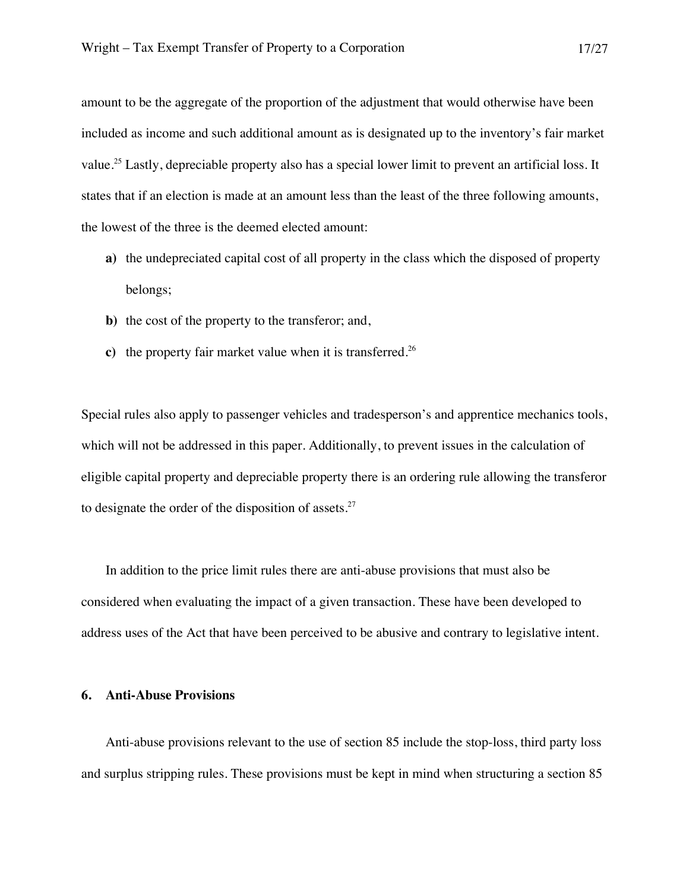amount to be the aggregate of the proportion of the adjustment that would otherwise have been included as income and such additional amount as is designated up to the inventory's fair market value.[25] Lastly, depreciable property also has a special lower limit to prevent an artificial loss. It states that if an election is made at an amount less than the least of the three following amounts, the lowest of the three is the deemed elected amount:

- **a)** the undepreciated capital cost of all property in the class which the disposed of property belongs;
- **b)** the cost of the property to the transferor; and,
- **c)** the property fair market value when it is transferred.[26]

Special rules also apply to passenger vehicles and tradesperson's and apprentice mechanics tools, which will not be addressed in this paper. Additionally, to prevent issues in the calculation of eligible capital property and depreciable property there is an ordering rule allowing the transferor to designate the order of the disposition of assets.[27]

In addition to the price limit rules there are anti-abuse provisions that must also be considered when evaluating the impact of a given transaction. These have been developed to address uses of the Act that have been perceived to be abusive and contrary to legislative intent.

## 6. Anti-Abuse Provisions

Anti-abuse provisions relevant to the use of section 85 include the stop-loss, third party loss and surplus stripping rules. These provisions must be kept in mind when structuring a section 85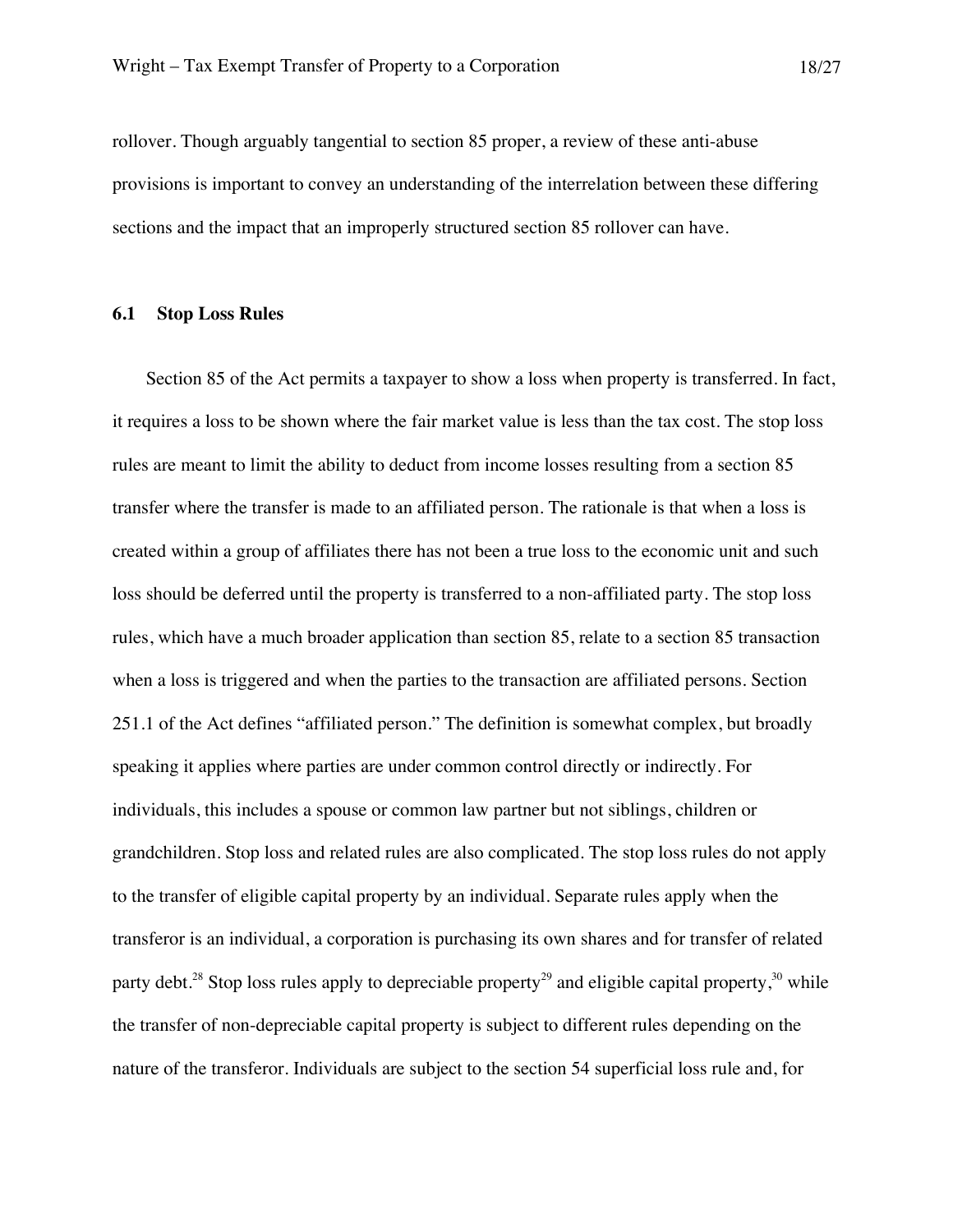rollover. Though arguably tangential to section 85 proper, a review of these anti-abuse provisions is important to convey an understanding of the interrelation between these differing sections and the impact that an improperly structured section 85 rollover can have.

### 6.1 Stop Loss Rules

Section 85 of the Act permits a taxpayer to show a loss when property is transferred. In fact, it requires a loss to be shown where the fair market value is less than the tax cost. The stop loss rules are meant to limit the ability to deduct from income losses resulting from a section 85 transfer where the transfer is made to an affiliated person. The rationale is that when a loss is created within a group of affiliates there has not been a true loss to the economic unit and such loss should be deferred until the property is transferred to a non-affiliated party. The stop loss rules, which have a much broader application than section 85, relate to a section 85 transaction when a loss is triggered and when the parties to the transaction are affiliated persons. Section 251.1 of the Act defines "affiliated person." The definition is somewhat complex, but broadly speaking it applies where parties are under common control directly or indirectly. For individuals, this includes a spouse or common law partner but not siblings, children or grandchildren. Stop loss and related rules are also complicated. The stop loss rules do not apply to the transfer of eligible capital property by an individual. Separate rules apply when the transferor is an individual, a corporation is purchasing its own shares and for transfer of related party debt.[28] Stop loss rules apply to depreciable property[29] and eligible capital property,[30] while the transfer of non-depreciable capital property is subject to different rules depending on the nature of the transferor. Individuals are subject to the section 54 superficial loss rule and, for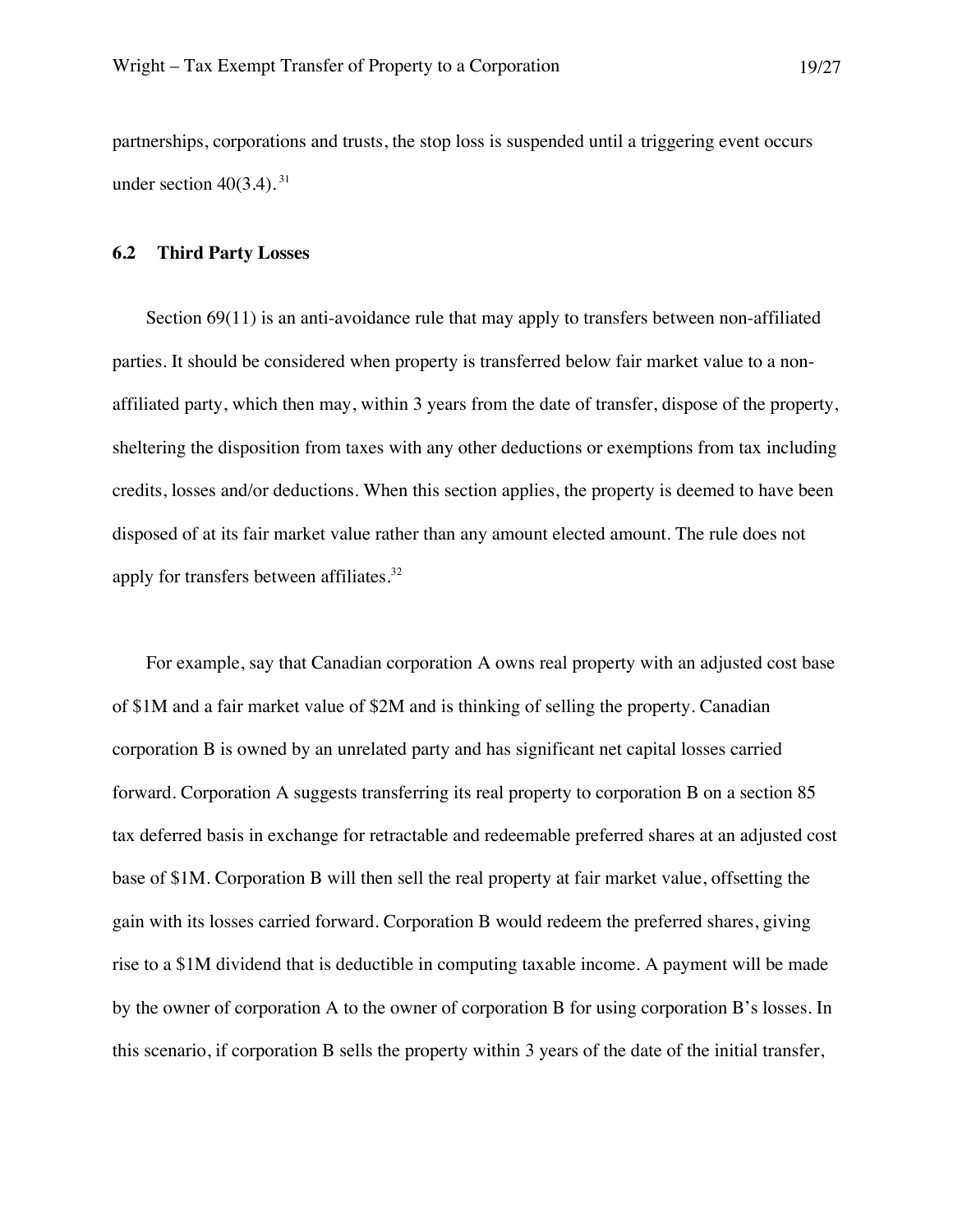partnerships, corporations and trusts, the stop loss is suspended until a triggering event occurs under section 40(3.4).[31]

## 6.2 Third Party Losses

Section 69(11) is an anti-avoidance rule that may apply to transfers between non-affiliated parties. It should be considered when property is transferred below fair market value to a non-affiliated party, which then may, within 3 years from the date of transfer, dispose of the property, sheltering the disposition from taxes with any other deductions or exemptions from tax including credits, losses and/or deductions. When this section applies, the property is deemed to have been disposed of at its fair market value rather than any amount elected amount. The rule does not apply for transfers between affiliates.[32]

For example, say that Canadian corporation A owns real property with an adjusted cost base of $1M and a fair market value of $2M and is thinking of selling the property. Canadian corporation B is owned by an unrelated party and has significant net capital losses carried forward. Corporation A suggests transferring its real property to corporation B on a section 85 tax deferred basis in exchange for retractable and redeemable preferred shares at an adjusted cost base of $1M. Corporation B will then sell the real property at fair market value, offsetting the gain with its losses carried forward. Corporation B would redeem the preferred shares, giving rise to a $1M dividend that is deductible in computing taxable income. A payment will be made by the owner of corporation A to the owner of corporation B for using corporation B's losses. In this scenario, if corporation B sells the property within 3 years of the date of the initial transfer,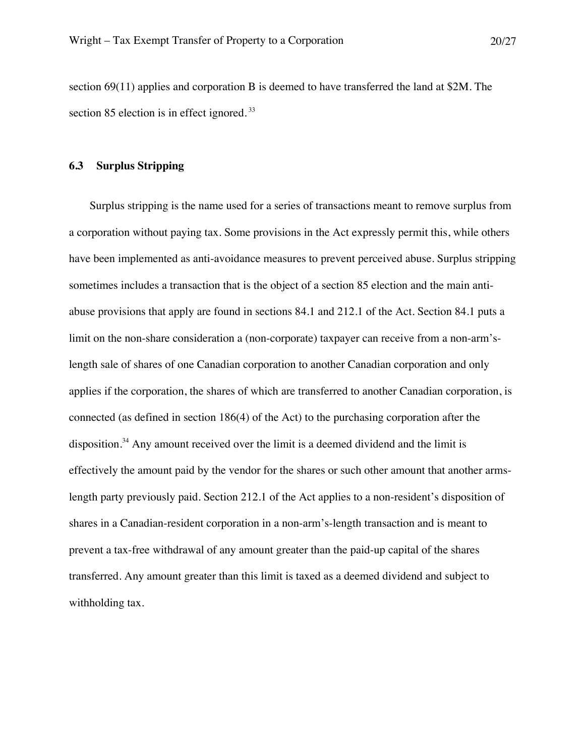section 69(11) applies and corporation B is deemed to have transferred the land at $2M. The section 85 election is in effect ignored.[33]

### 6.3 Surplus Stripping

Surplus stripping is the name used for a series of transactions meant to remove surplus from a corporation without paying tax. Some provisions in the Act expressly permit this, while others have been implemented as anti-avoidance measures to prevent perceived abuse. Surplus stripping sometimes includes a transaction that is the object of a section 85 election and the main anti-abuse provisions that apply are found in sections 84.1 and 212.1 of the Act. Section 84.1 puts a limit on the non-share consideration a (non-corporate) taxpayer can receive from a non-arm's-length sale of shares of one Canadian corporation to another Canadian corporation and only applies if the corporation, the shares of which are transferred to another Canadian corporation, is connected (as defined in section 186(4) of the Act) to the purchasing corporation after the disposition.[34] Any amount received over the limit is a deemed dividend and the limit is effectively the amount paid by the vendor for the shares or such other amount that another arms-length party previously paid. Section 212.1 of the Act applies to a non-resident's disposition of shares in a Canadian-resident corporation in a non-arm's-length transaction and is meant to prevent a tax-free withdrawal of any amount greater than the paid-up capital of the shares transferred. Any amount greater than this limit is taxed as a deemed dividend and subject to withholding tax.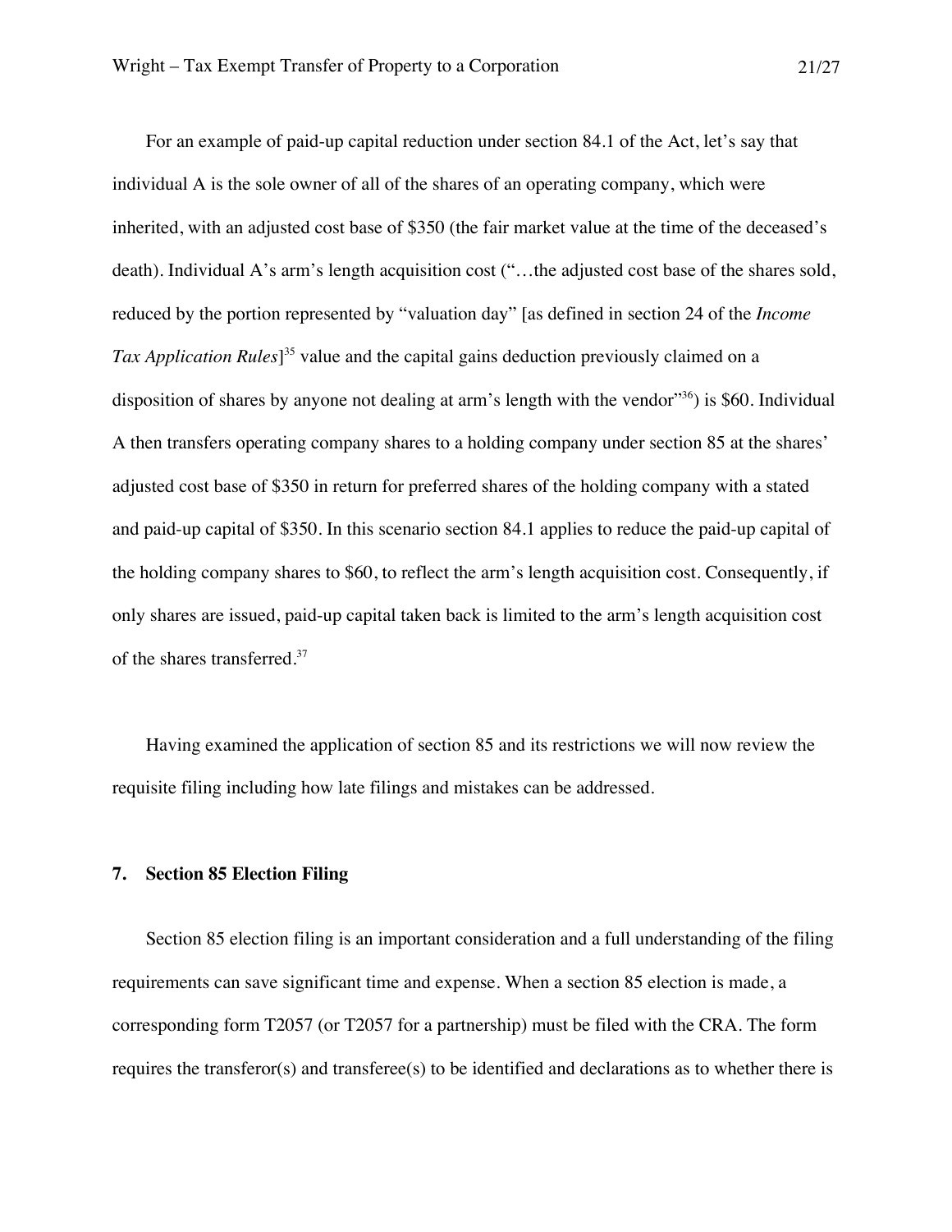For an example of paid-up capital reduction under section 84.1 of the Act, let's say that individual A is the sole owner of all of the shares of an operating company, which were inherited, with an adjusted cost base of $350 (the fair market value at the time of the deceased's death). Individual A's arm's length acquisition cost ("…the adjusted cost base of the shares sold, reduced by the portion represented by "valuation day" [as defined in section 24 of the *Income Tax Application Rules*][35] value and the capital gains deduction previously claimed on a disposition of shares by anyone not dealing at arm's length with the vendor"[36]) is $60. Individual A then transfers operating company shares to a holding company under section 85 at the shares' adjusted cost base of $350 in return for preferred shares of the holding company with a stated and paid-up capital of $350. In this scenario section 84.1 applies to reduce the paid-up capital of the holding company shares to $60, to reflect the arm's length acquisition cost. Consequently, if only shares are issued, paid-up capital taken back is limited to the arm's length acquisition cost of the shares transferred.[37]

Having examined the application of section 85 and its restrictions we will now review the requisite filing including how late filings and mistakes can be addressed.

## 7. Section 85 Election Filing

Section 85 election filing is an important consideration and a full understanding of the filing requirements can save significant time and expense. When a section 85 election is made, a corresponding form T2057 (or T2057 for a partnership) must be filed with the CRA. The form requires the transferor(s) and transferee(s) to be identified and declarations as to whether there is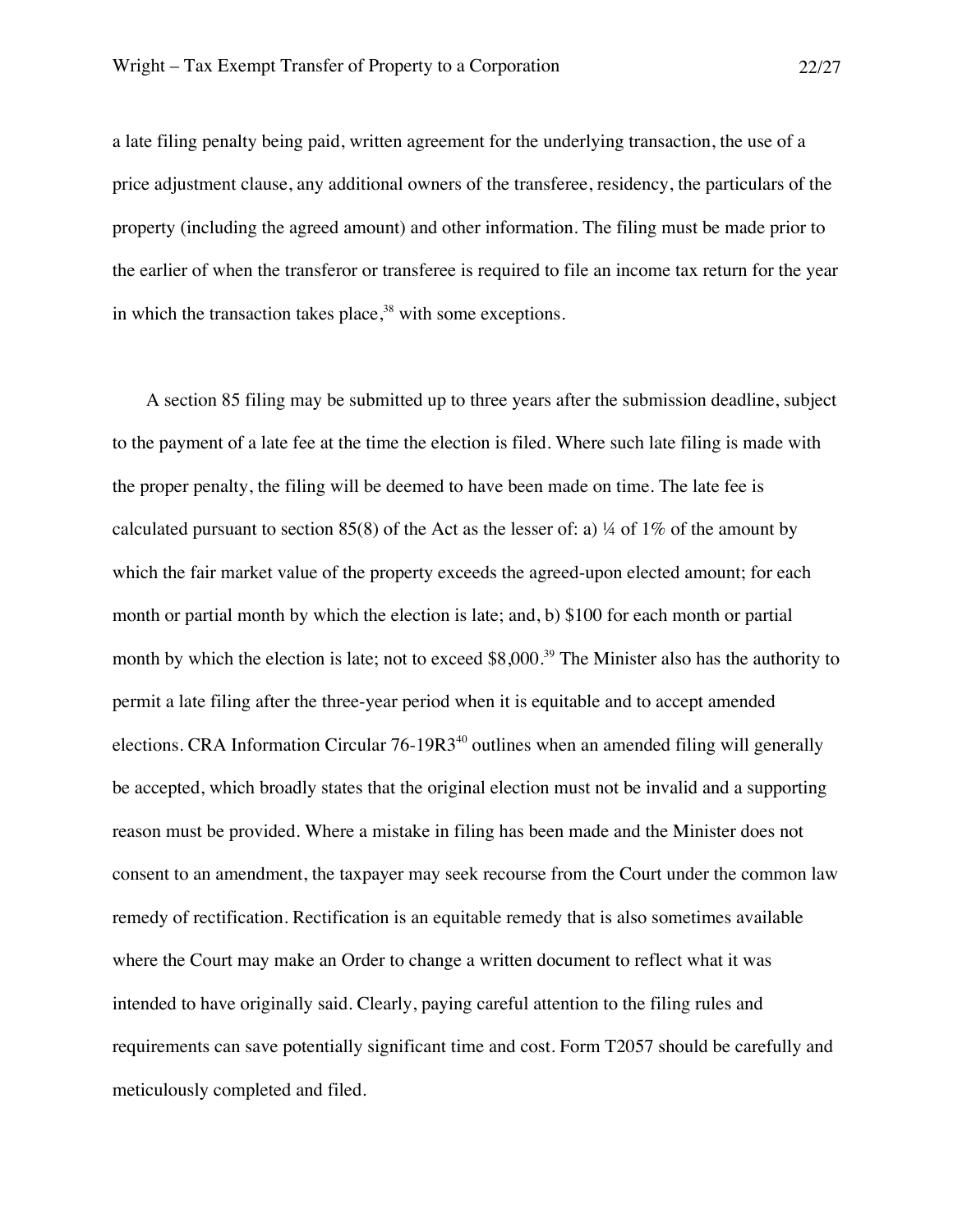a late filing penalty being paid, written agreement for the underlying transaction, the use of a price adjustment clause, any additional owners of the transferee, residency, the particulars of the property (including the agreed amount) and other information. The filing must be made prior to the earlier of when the transferor or transferee is required to file an income tax return for the year in which the transaction takes place,[38] with some exceptions.

A section 85 filing may be submitted up to three years after the submission deadline, subject to the payment of a late fee at the time the election is filed. Where such late filing is made with the proper penalty, the filing will be deemed to have been made on time. The late fee is calculated pursuant to section 85(8) of the Act as the lesser of: a) ¼ of 1% of the amount by which the fair market value of the property exceeds the agreed-upon elected amount; for each month or partial month by which the election is late; and, b) $100 for each month or partial month by which the election is late; not to exceed $8,000.[39] The Minister also has the authority to permit a late filing after the three-year period when it is equitable and to accept amended elections. CRA Information Circular 76-19R3[40] outlines when an amended filing will generally be accepted, which broadly states that the original election must not be invalid and a supporting reason must be provided. Where a mistake in filing has been made and the Minister does not consent to an amendment, the taxpayer may seek recourse from the Court under the common law remedy of rectification. Rectification is an equitable remedy that is also sometimes available where the Court may make an Order to change a written document to reflect what it was intended to have originally said. Clearly, paying careful attention to the filing rules and requirements can save potentially significant time and cost. Form T2057 should be carefully and meticulously completed and filed.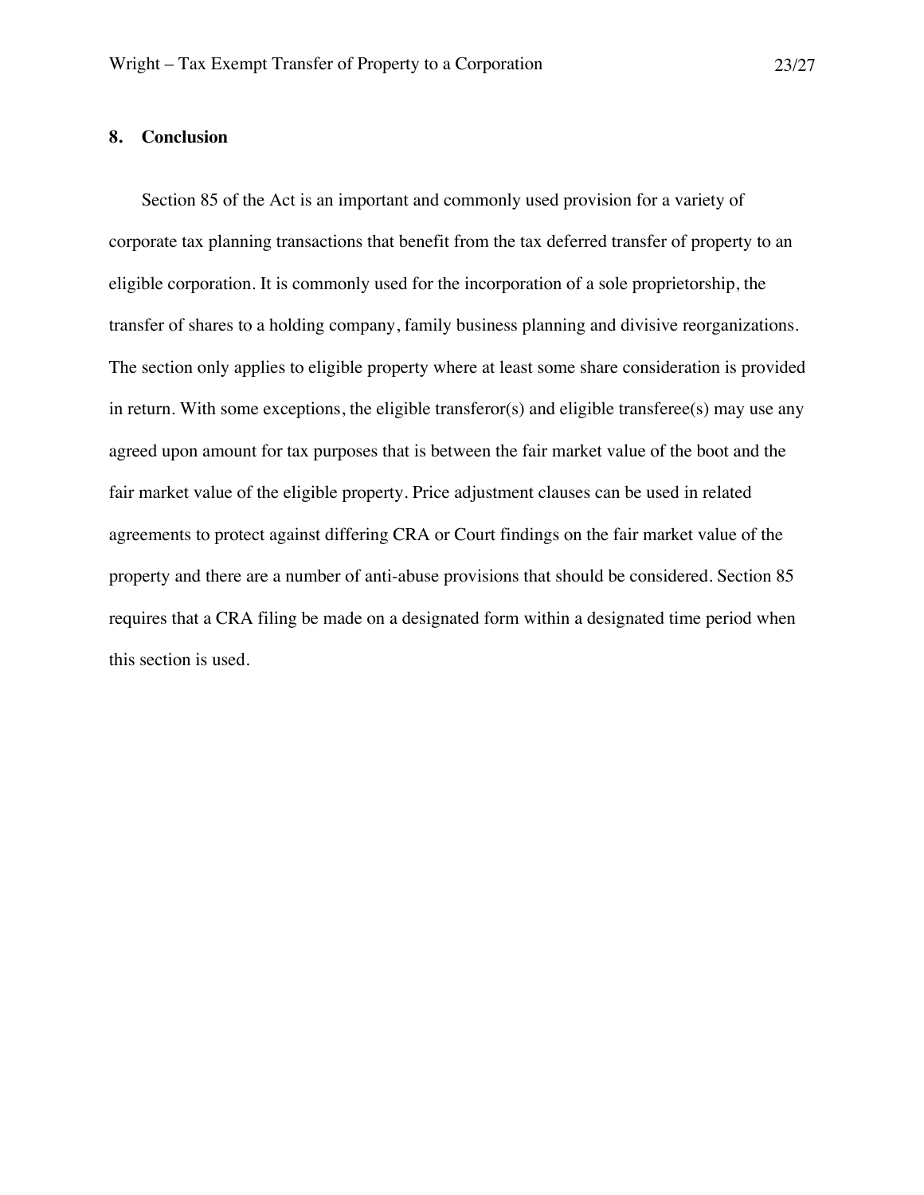## 8. Conclusion

Section 85 of the Act is an important and commonly used provision for a variety of corporate tax planning transactions that benefit from the tax deferred transfer of property to an eligible corporation. It is commonly used for the incorporation of a sole proprietorship, the transfer of shares to a holding company, family business planning and divisive reorganizations. The section only applies to eligible property where at least some share consideration is provided in return. With some exceptions, the eligible transferor(s) and eligible transferee(s) may use any agreed upon amount for tax purposes that is between the fair market value of the boot and the fair market value of the eligible property. Price adjustment clauses can be used in related agreements to protect against differing CRA or Court findings on the fair market value of the property and there are a number of anti-abuse provisions that should be considered. Section 85 requires that a CRA filing be made on a designated form within a designated time period when this section is used.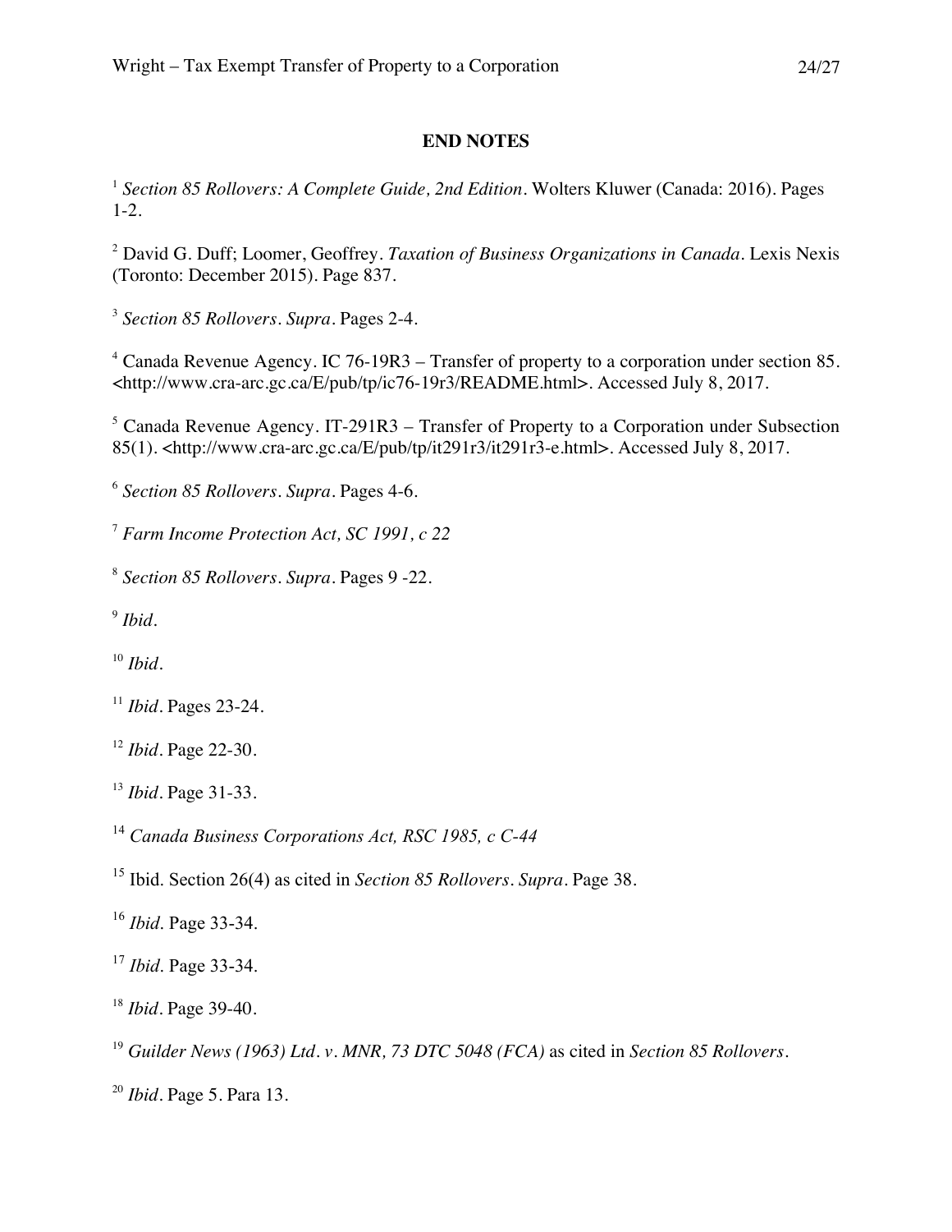**END NOTES**

[1] *Section 85 Rollovers: A Complete Guide, 2nd Edition*. Wolters Kluwer (Canada: 2016). Pages 1-2.

[2] David G. Duff; Loomer, Geoffrey. *Taxation of Business Organizations in Canada*. Lexis Nexis (Toronto: December 2015). Page 837.

[3] *Section 85 Rollovers*. *Supra*. Pages 2-4.

[4] Canada Revenue Agency. IC 76-19R3 – Transfer of property to a corporation under section 85. <http://www.cra-arc.gc.ca/E/pub/tp/ic76-19r3/README.html>. Accessed July 8, 2017.

[5] Canada Revenue Agency. IT-291R3 – Transfer of Property to a Corporation under Subsection 85(1). <http://www.cra-arc.gc.ca/E/pub/tp/it291r3/it291r3-e.html>. Accessed July 8, 2017.

[6] *Section 85 Rollovers*. *Supra*. Pages 4-6.

[7] *Farm Income Protection Act, SC 1991, c 22*

[8] *Section 85 Rollovers*. *Supra*. Pages 9 -22.

[9] *Ibid*.

[10] *Ibid*.

[11] *Ibid*. Pages 23-24.

[12] *Ibid*. Page 22-30.

[13] *Ibid*. Page 31-33.

[14] *Canada Business Corporations Act, RSC 1985, c C-44*

[15] Ibid. Section 26(4) as cited in *Section 85 Rollovers*. *Supra*. Page 38.

[16] *Ibid*. Page 33-34.

[17] *Ibid*. Page 33-34.

[18] *Ibid*. Page 39-40.

[19] *Guilder News (1963) Ltd. v. MNR, 73 DTC 5048 (FCA)* as cited in *Section 85 Rollovers*.

[20] *Ibid*. Page 5. Para 13.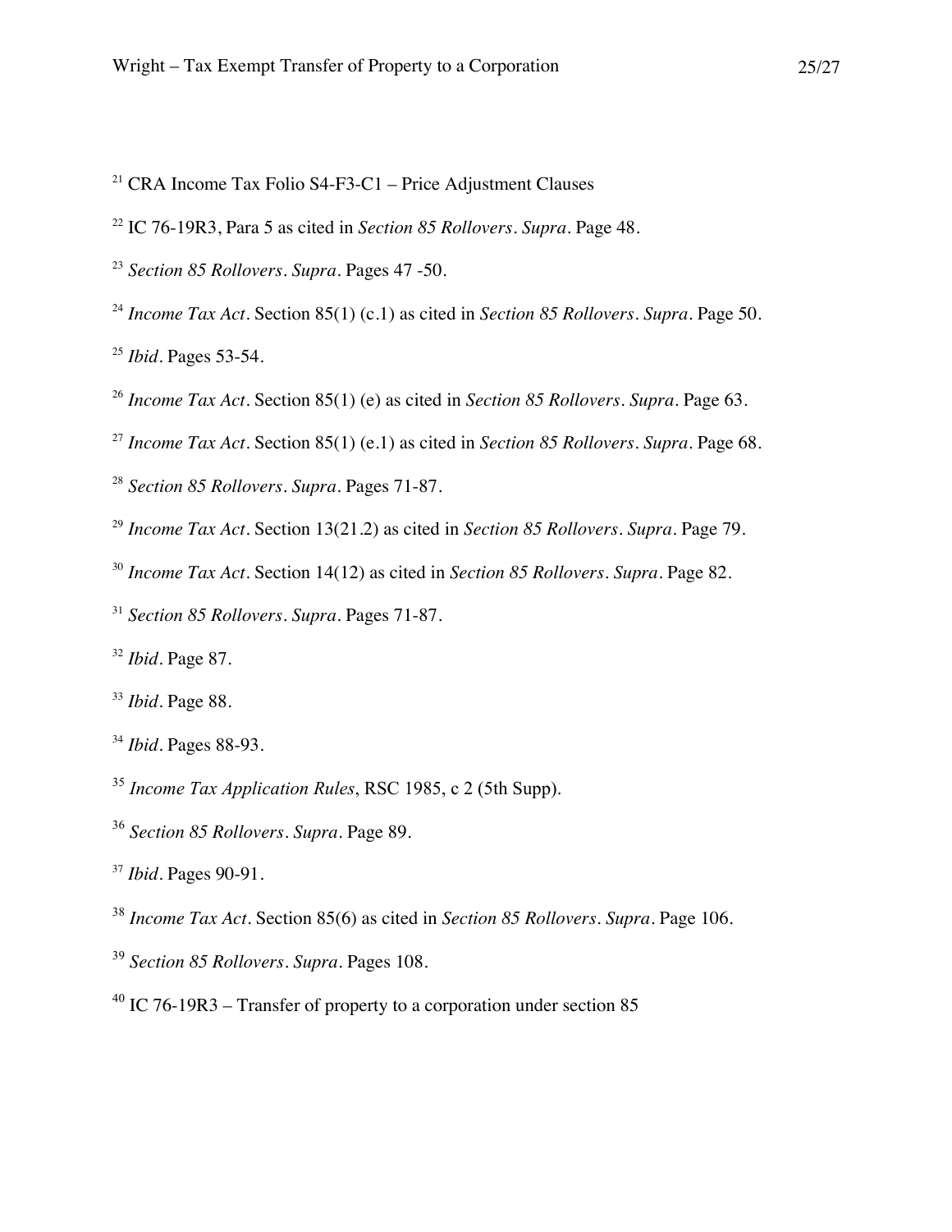[21] CRA Income Tax Folio S4-F3-C1 – Price Adjustment Clauses

[22] IC 76-19R3, Para 5 as cited in *Section 85 Rollovers*. *Supra*. Page 48.

[23] *Section 85 Rollovers*. *Supra*. Pages 47 -50.

[24] *Income Tax Act*. Section 85(1) (c.1) as cited in *Section 85 Rollovers*. *Supra*. Page 50.

[25] *Ibid*. Pages 53-54.

[26] *Income Tax Act*. Section 85(1) (e) as cited in *Section 85 Rollovers*. *Supra*. Page 63.

[27] *Income Tax Act*. Section 85(1) (e.1) as cited in *Section 85 Rollovers*. *Supra*. Page 68.

[28] *Section 85 Rollovers*. *Supra*. Pages 71-87.

[29] *Income Tax Act*. Section 13(21.2) as cited in *Section 85 Rollovers*. *Supra*. Page 79.

[30] *Income Tax Act*. Section 14(12) as cited in *Section 85 Rollovers*. *Supra*. Page 82.

[31] *Section 85 Rollovers*. *Supra*. Pages 71-87.

[32] *Ibid*. Page 87.

[33] *Ibid*. Page 88.

[34] *Ibid*. Pages 88-93.

[35] *Income Tax Application Rules*, RSC 1985, c 2 (5th Supp).

[36] *Section 85 Rollovers*. *Supra*. Page 89.

[37] *Ibid*. Pages 90-91.

[38] *Income Tax Act*. Section 85(6) as cited in *Section 85 Rollovers*. *Supra*. Page 106.

[39] *Section 85 Rollovers*. *Supra*. Pages 108.

[40] IC 76-19R3 – Transfer of property to a corporation under section 85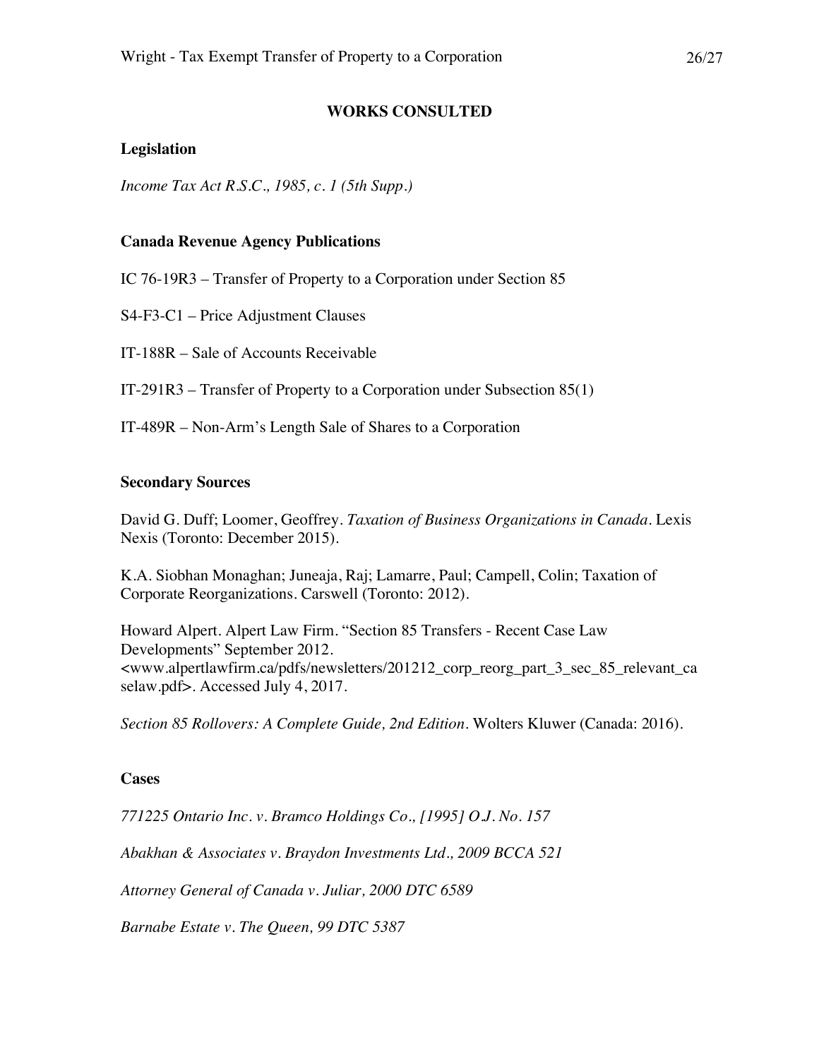## WORKS CONSULTED

### Legislation

*Income Tax Act R.S.C., 1985, c. 1 (5th Supp.)*

### Canada Revenue Agency Publications

IC 76-19R3 – Transfer of Property to a Corporation under Section 85

S4-F3-C1 – Price Adjustment Clauses

IT-188R – Sale of Accounts Receivable

IT-291R3 – Transfer of Property to a Corporation under Subsection 85(1)

IT-489R – Non-Arm's Length Sale of Shares to a Corporation

### Secondary Sources

David G. Duff; Loomer, Geoffrey. *Taxation of Business Organizations in Canada*. Lexis Nexis (Toronto: December 2015).

K.A. Siobhan Monaghan; Juneaja, Raj; Lamarre, Paul; Campell, Colin; Taxation of Corporate Reorganizations. Carswell (Toronto: 2012).

Howard Alpert. Alpert Law Firm. "Section 85 Transfers - Recent Case Law Developments" September 2012. <www.alpertlawfirm.ca/pdfs/newsletters/201212_corp_reorg_part_3_sec_85_relevant_caselaw.pdf>. Accessed July 4, 2017.

*Section 85 Rollovers: A Complete Guide, 2nd Edition*. Wolters Kluwer (Canada: 2016).

### Cases

*771225 Ontario Inc. v. Bramco Holdings Co., [1995] O.J. No. 157*

*Abakhan & Associates v. Braydon Investments Ltd., 2009 BCCA 521*

*Attorney General of Canada v. Juliar, 2000 DTC 6589*

*Barnabe Estate v. The Queen, 99 DTC 5387*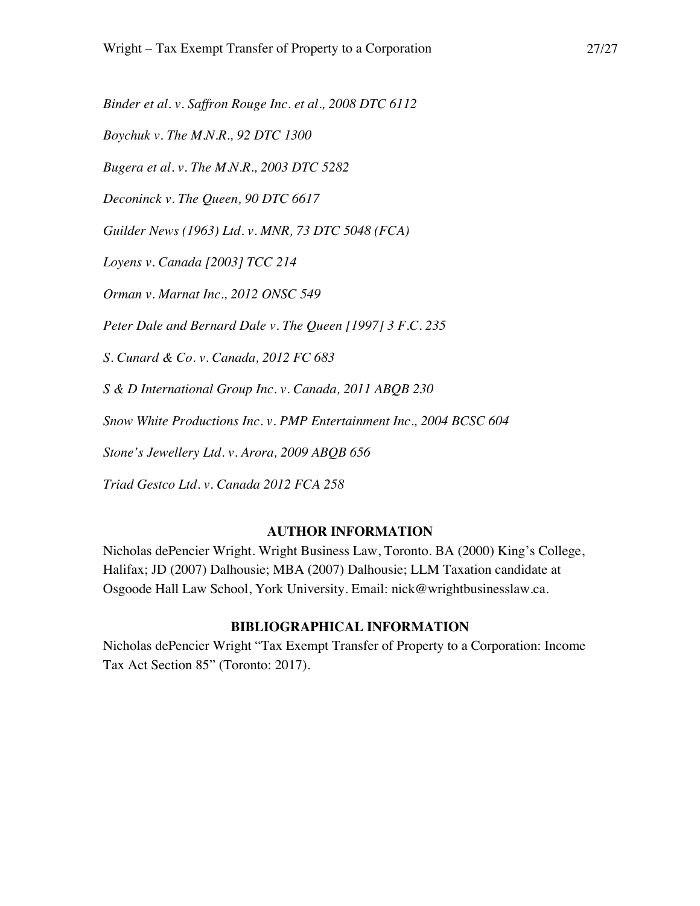*Binder et al. v. Saffron Rouge Inc. et al., 2008 DTC 6112*

*Boychuk v. The M.N.R., 92 DTC 1300*

*Bugera et al. v. The M.N.R., 2003 DTC 5282*

*Deconinck v. The Queen, 90 DTC 6617*

*Guilder News (1963) Ltd. v. MNR, 73 DTC 5048 (FCA)*

*Loyens v. Canada [2003] TCC 214*

*Orman v. Marnat Inc., 2012 ONSC 549*

*Peter Dale and Bernard Dale v. The Queen [1997] 3 F.C. 235*

*S. Cunard & Co. v. Canada, 2012 FC 683*

*S & D International Group Inc. v. Canada, 2011 ABQB 230*

*Snow White Productions Inc. v. PMP Entertainment Inc., 2004 BCSC 604*

*Stone's Jewellery Ltd. v. Arora, 2009 ABQB 656*

*Triad Gestco Ltd. v. Canada 2012 FCA 258*

## AUTHOR INFORMATION

Nicholas dePencier Wright. Wright Business Law, Toronto. BA (2000) King's College, Halifax; JD (2007) Dalhousie; MBA (2007) Dalhousie; LLM Taxation candidate at Osgoode Hall Law School, York University. Email: nick@wrightbusinesslaw.ca.

## BIBLIOGRAPHICAL INFORMATION

Nicholas dePencier Wright "Tax Exempt Transfer of Property to a Corporation: Income Tax Act Section 85" (Toronto: 2017).